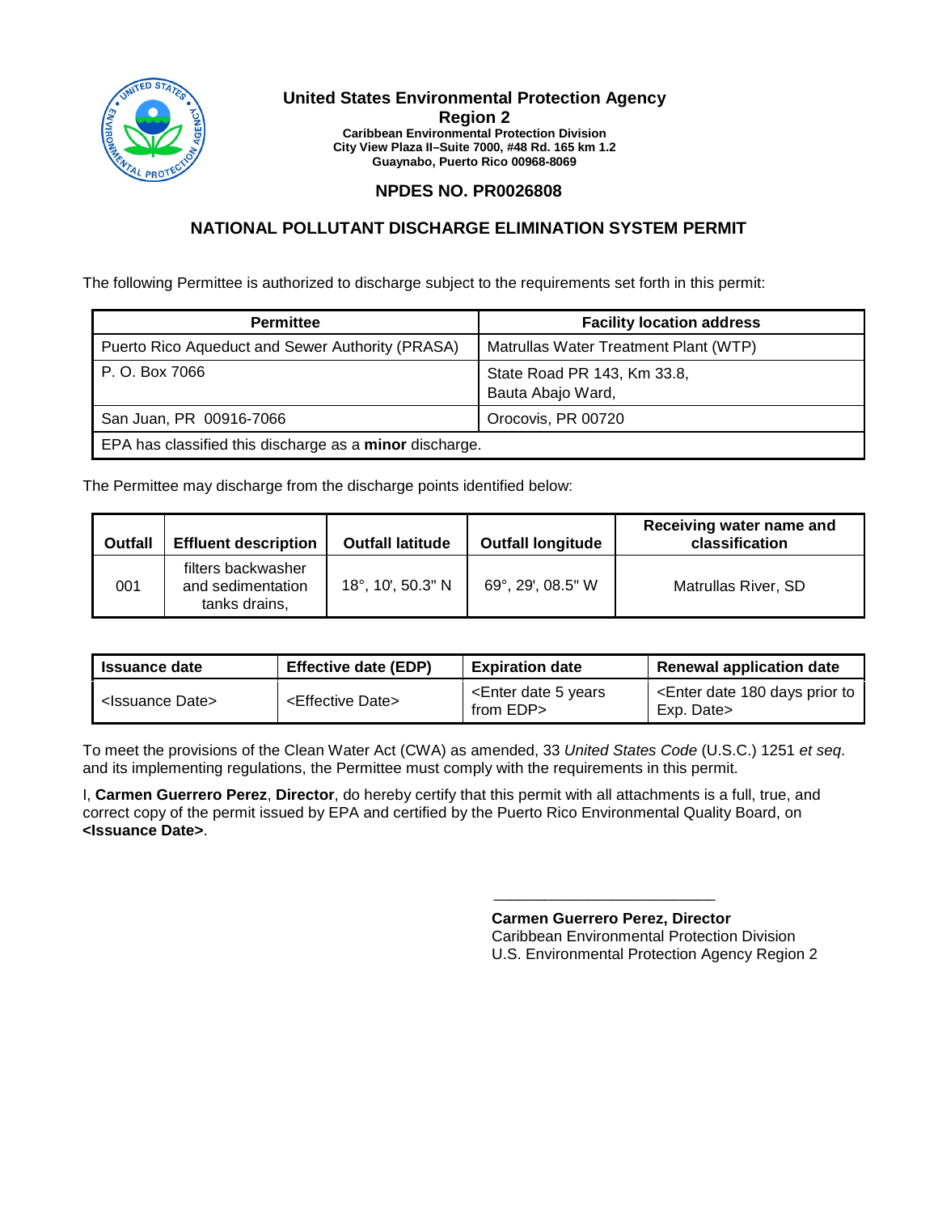**United States Environmental Protection Agency**
**Region 2**
**Caribbean Environmental Protection Division**
**City View Plaza II–Suite 7000, #48 Rd. 165 km 1.2**
**Guaynabo, Puerto Rico 00968-8069**

## NPDES NO. PR0026808

## NATIONAL POLLUTANT DISCHARGE ELIMINATION SYSTEM PERMIT

The following Permittee is authorized to discharge subject to the requirements set forth in this permit:

| Permittee | Facility location address |
|---|---|
| Puerto Rico Aqueduct and Sewer Authority (PRASA) | Matrullas Water Treatment Plant (WTP) |
| P. O. Box 7066 | State Road PR 143, Km 33.8, Bauta Abajo Ward, |
| San Juan, PR 00916-7066 | Orocovis, PR 00720 |
| EPA has classified this discharge as a **minor** discharge. | |

The Permittee may discharge from the discharge points identified below:

| Outfall | Effluent description | Outfall latitude | Outfall longitude | Receiving water name and classification |
|---|---|---|---|---|
| 001 | filters backwasher and sedimentation tanks drains, | 18°, 10', 50.3" N | 69°, 29', 08.5" W | Matrullas River, SD |

| Issuance date | Effective date (EDP) | Expiration date | Renewal application date |
|---|---|---|---|
| <Issuance Date> | <Effective Date> | <Enter date 5 years from EDP> | <Enter date 180 days prior to Exp. Date> |

To meet the provisions of the Clean Water Act (CWA) as amended, 33 *United States Code* (U.S.C.) 1251 *et seq*. and its implementing regulations, the Permittee must comply with the requirements in this permit.

I, **Carmen Guerrero Perez**, **Director**, do hereby certify that this permit with all attachments is a full, true, and correct copy of the permit issued by EPA and certified by the Puerto Rico Environmental Quality Board, on **<Issuance Date>**.

\_\_\_\_\_\_\_\_\_\_\_\_\_\_\_\_\_\_\_\_\_\_\_\_\_\_\_

**Carmen Guerrero Perez, Director**
Caribbean Environmental Protection Division
U.S. Environmental Protection Agency Region 2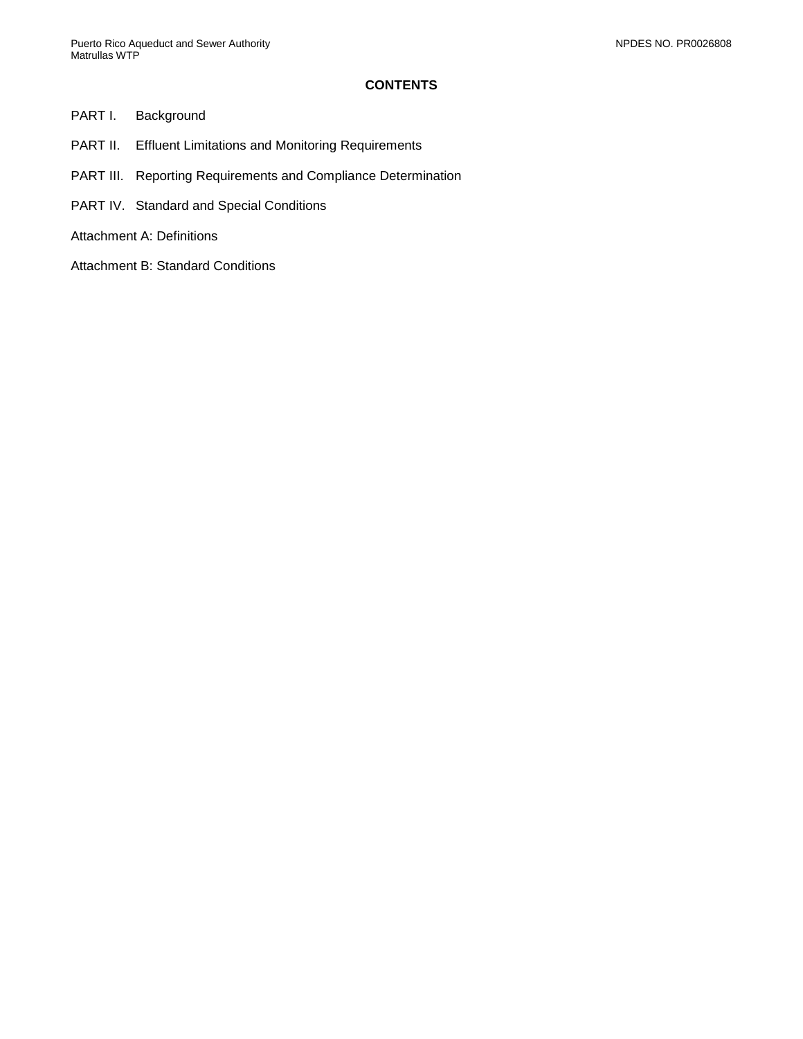# CONTENTS

PART I. Background

PART II. Effluent Limitations and Monitoring Requirements

PART III. Reporting Requirements and Compliance Determination

PART IV. Standard and Special Conditions

Attachment A: Definitions

Attachment B: Standard Conditions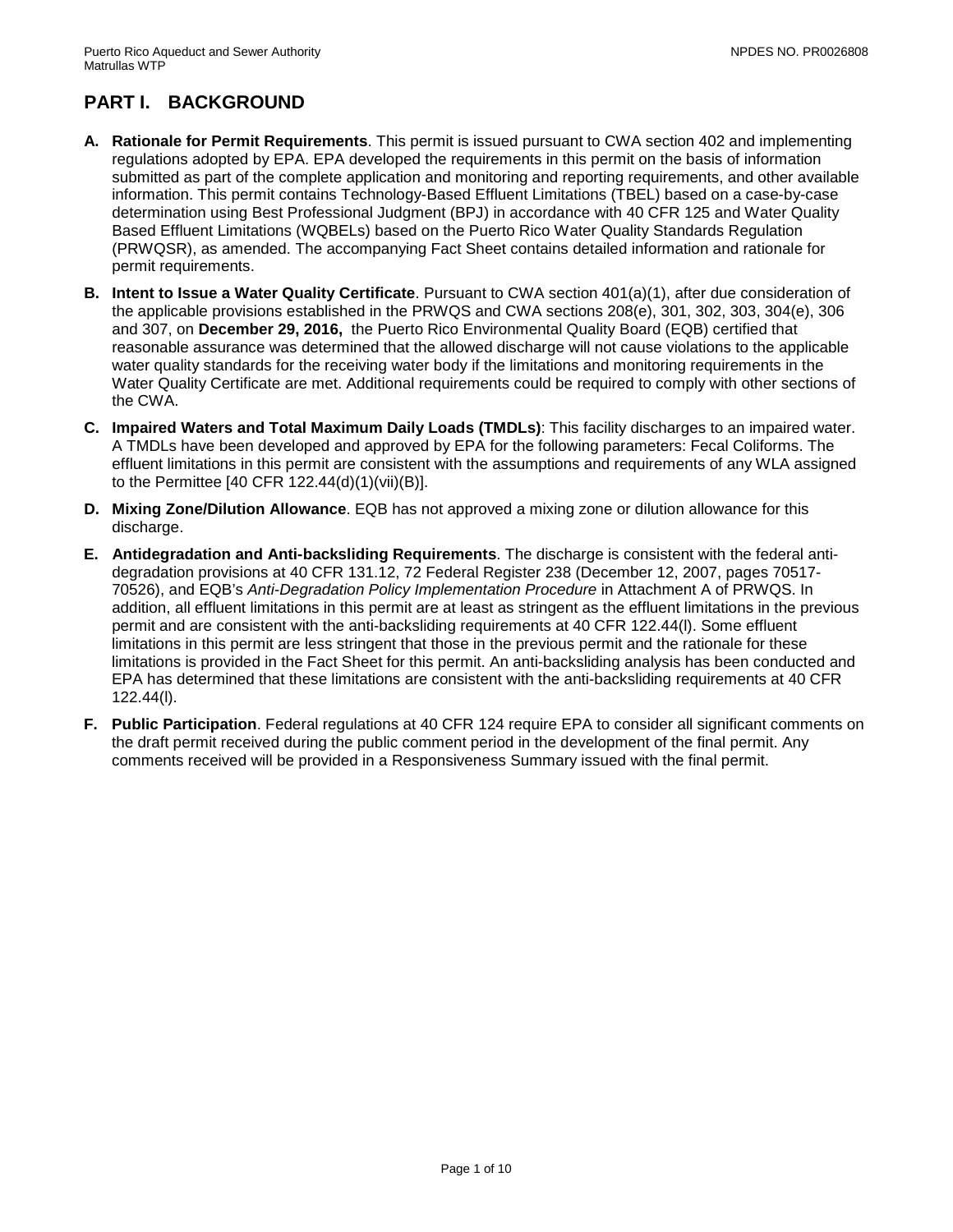## PART I. BACKGROUND

**A. Rationale for Permit Requirements**. This permit is issued pursuant to CWA section 402 and implementing regulations adopted by EPA. EPA developed the requirements in this permit on the basis of information submitted as part of the complete application and monitoring and reporting requirements, and other available information. This permit contains Technology-Based Effluent Limitations (TBEL) based on a case-by-case determination using Best Professional Judgment (BPJ) in accordance with 40 CFR 125 and Water Quality Based Effluent Limitations (WQBELs) based on the Puerto Rico Water Quality Standards Regulation (PRWQSR), as amended. The accompanying Fact Sheet contains detailed information and rationale for permit requirements.

**B. Intent to Issue a Water Quality Certificate**. Pursuant to CWA section 401(a)(1), after due consideration of the applicable provisions established in the PRWQS and CWA sections 208(e), 301, 302, 303, 304(e), 306 and 307, on **December 29, 2016,** the Puerto Rico Environmental Quality Board (EQB) certified that reasonable assurance was determined that the allowed discharge will not cause violations to the applicable water quality standards for the receiving water body if the limitations and monitoring requirements in the Water Quality Certificate are met. Additional requirements could be required to comply with other sections of the CWA.

**C. Impaired Waters and Total Maximum Daily Loads (TMDLs)**: This facility discharges to an impaired water. A TMDLs have been developed and approved by EPA for the following parameters: Fecal Coliforms. The effluent limitations in this permit are consistent with the assumptions and requirements of any WLA assigned to the Permittee [40 CFR 122.44(d)(1)(vii)(B)].

**D. Mixing Zone/Dilution Allowance**. EQB has not approved a mixing zone or dilution allowance for this discharge.

**E. Antidegradation and Anti-backsliding Requirements**. The discharge is consistent with the federal anti-degradation provisions at 40 CFR 131.12, 72 Federal Register 238 (December 12, 2007, pages 70517-70526), and EQB's *Anti-Degradation Policy Implementation Procedure* in Attachment A of PRWQS. In addition, all effluent limitations in this permit are at least as stringent as the effluent limitations in the previous permit and are consistent with the anti-backsliding requirements at 40 CFR 122.44(l). Some effluent limitations in this permit are less stringent that those in the previous permit and the rationale for these limitations is provided in the Fact Sheet for this permit. An anti-backsliding analysis has been conducted and EPA has determined that these limitations are consistent with the anti-backsliding requirements at 40 CFR 122.44(l).

**F. Public Participation**. Federal regulations at 40 CFR 124 require EPA to consider all significant comments on the draft permit received during the public comment period in the development of the final permit. Any comments received will be provided in a Responsiveness Summary issued with the final permit.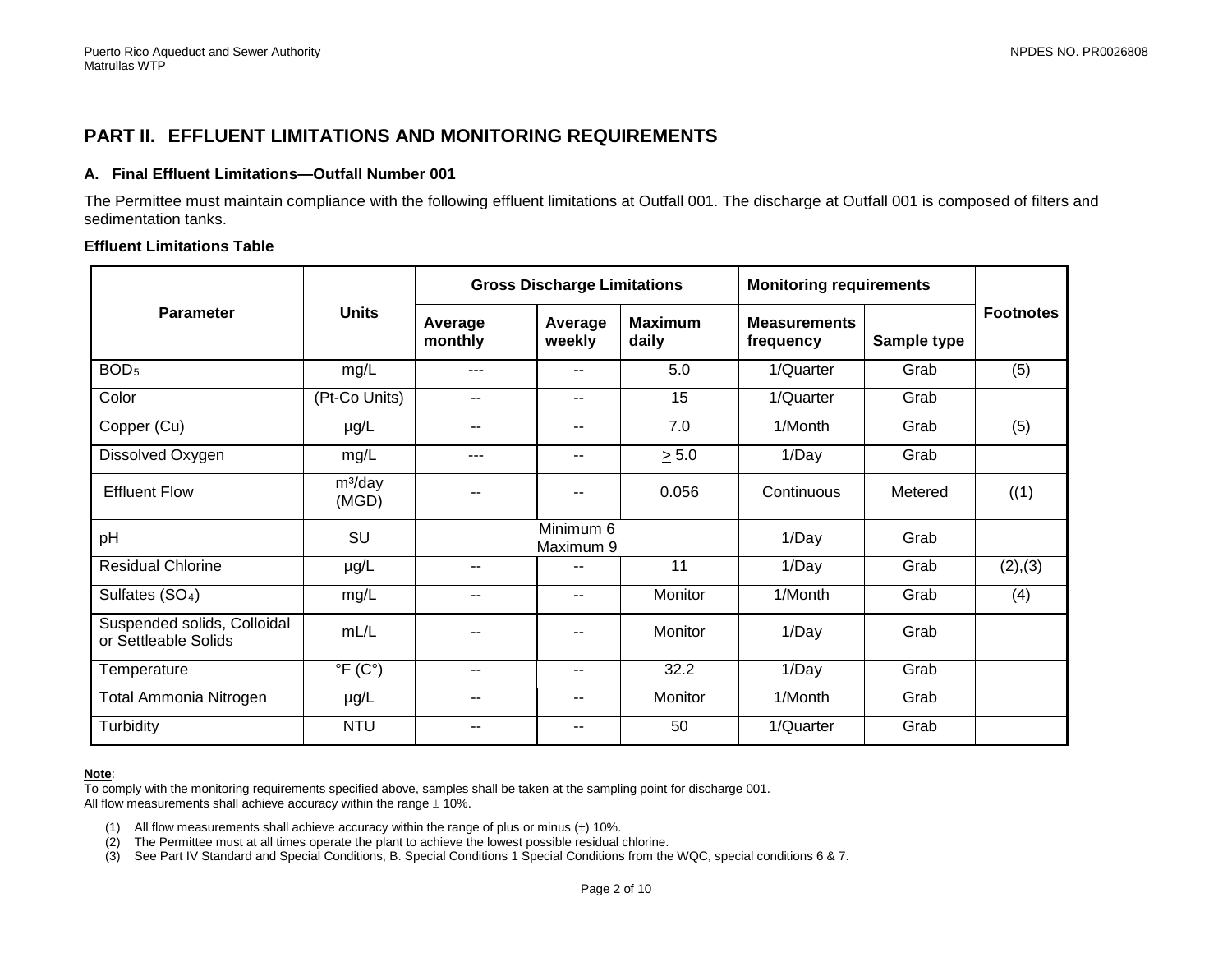## PART II. EFFLUENT LIMITATIONS AND MONITORING REQUIREMENTS

### A. Final Effluent Limitations—Outfall Number 001

The Permittee must maintain compliance with the following effluent limitations at Outfall 001. The discharge at Outfall 001 is composed of filters and sedimentation tanks.

**Effluent Limitations Table**

| Parameter | Units | Gross Discharge Limitations | | | Monitoring requirements | | Footnotes |
|---|---|---|---|---|---|---|---|
| | | Average monthly | Average weekly | Maximum daily | Measurements frequency | Sample type | |
| $BOD_5$ | mg/L | --- | -- | 5.0 | 1/Quarter | Grab | (5) |
| Color | (Pt-Co Units) | -- | -- | 15 | 1/Quarter | Grab | |
| Copper (Cu) | µg/L | -- | -- | 7.0 | 1/Month | Grab | (5) |
| Dissolved Oxygen | mg/L | --- | -- | $\geq$ 5.0 | 1/Day | Grab | |
| Effluent Flow | $m^3$/day (MGD) | -- | -- | 0.056 | Continuous | Metered | ((1) |
| pH | SU | Minimum 6 Maximum 9 | | | 1/Day | Grab | |
| Residual Chlorine | µg/L | -- | -- | 11 | 1/Day | Grab | (2),(3) |
| Sulfates ($SO_4$) | mg/L | -- | -- | Monitor | 1/Month | Grab | (4) |
| Suspended solids, Colloidal or Settleable Solids | mL/L | -- | -- | Monitor | 1/Day | Grab | |
| Temperature | °F (C°) | -- | -- | 32.2 | 1/Day | Grab | |
| Total Ammonia Nitrogen | µg/L | -- | -- | Monitor | 1/Month | Grab | |
| Turbidity | NTU | -- | -- | 50 | 1/Quarter | Grab | |

**Note**:
To comply with the monitoring requirements specified above, samples shall be taken at the sampling point for discharge 001.
All flow measurements shall achieve accuracy within the range ± 10%.

(1) All flow measurements shall achieve accuracy within the range of plus or minus (±) 10%.
(2) The Permittee must at all times operate the plant to achieve the lowest possible residual chlorine.
(3) See Part IV Standard and Special Conditions, B. Special Conditions 1 Special Conditions from the WQC, special conditions 6 & 7.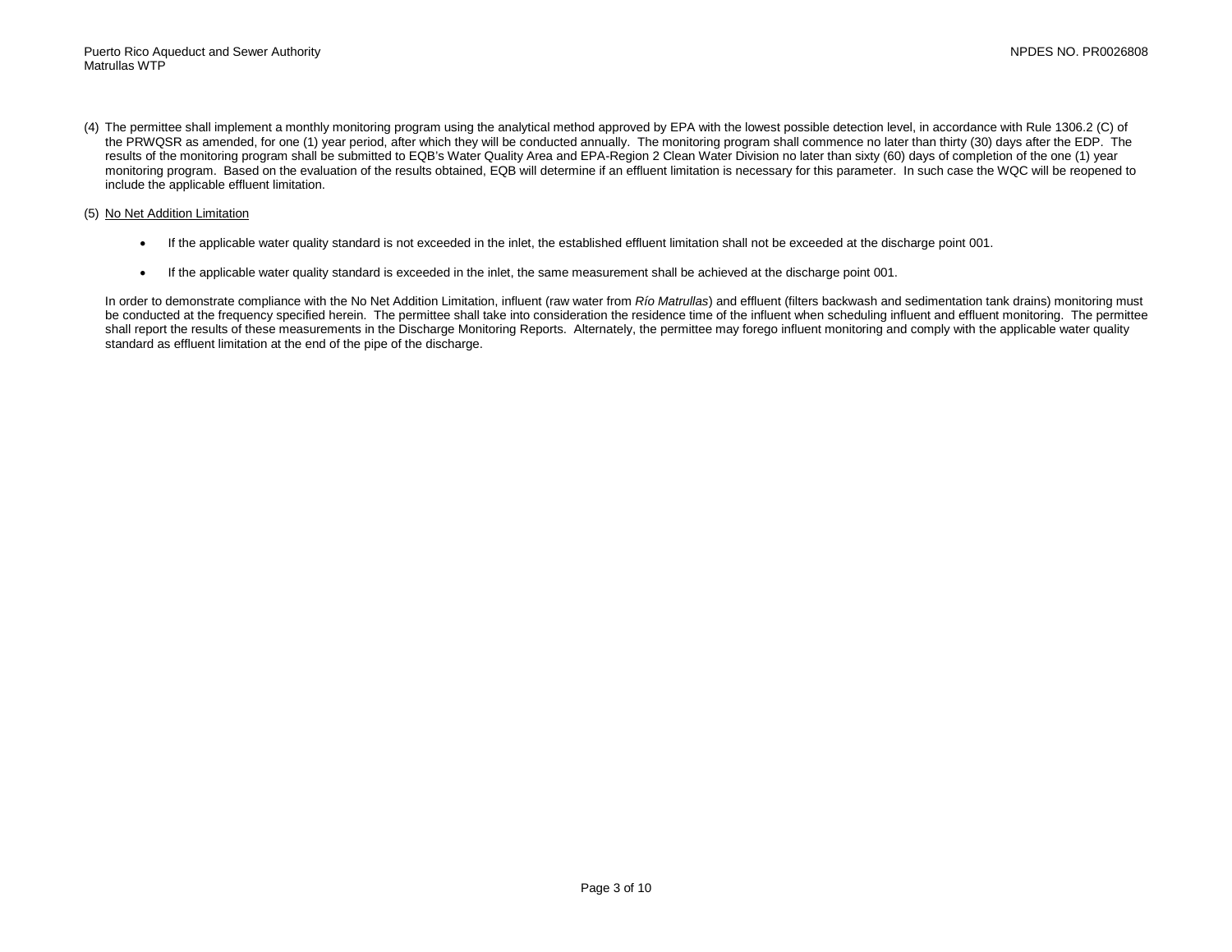(4) The permittee shall implement a monthly monitoring program using the analytical method approved by EPA with the lowest possible detection level, in accordance with Rule 1306.2 (C) of the PRWQSR as amended, for one (1) year period, after which they will be conducted annually. The monitoring program shall commence no later than thirty (30) days after the EDP. The results of the monitoring program shall be submitted to EQB's Water Quality Area and EPA-Region 2 Clean Water Division no later than sixty (60) days of completion of the one (1) year monitoring program. Based on the evaluation of the results obtained, EQB will determine if an effluent limitation is necessary for this parameter. In such case the WQC will be reopened to include the applicable effluent limitation.

(5) <u>No Net Addition Limitation</u>

- If the applicable water quality standard is not exceeded in the inlet, the established effluent limitation shall not be exceeded at the discharge point 001.
- If the applicable water quality standard is exceeded in the inlet, the same measurement shall be achieved at the discharge point 001.

In order to demonstrate compliance with the No Net Addition Limitation, influent (raw water from *Río Matrullas*) and effluent (filters backwash and sedimentation tank drains) monitoring must be conducted at the frequency specified herein. The permittee shall take into consideration the residence time of the influent when scheduling influent and effluent monitoring. The permittee shall report the results of these measurements in the Discharge Monitoring Reports. Alternately, the permittee may forego influent monitoring and comply with the applicable water quality standard as effluent limitation at the end of the pipe of the discharge.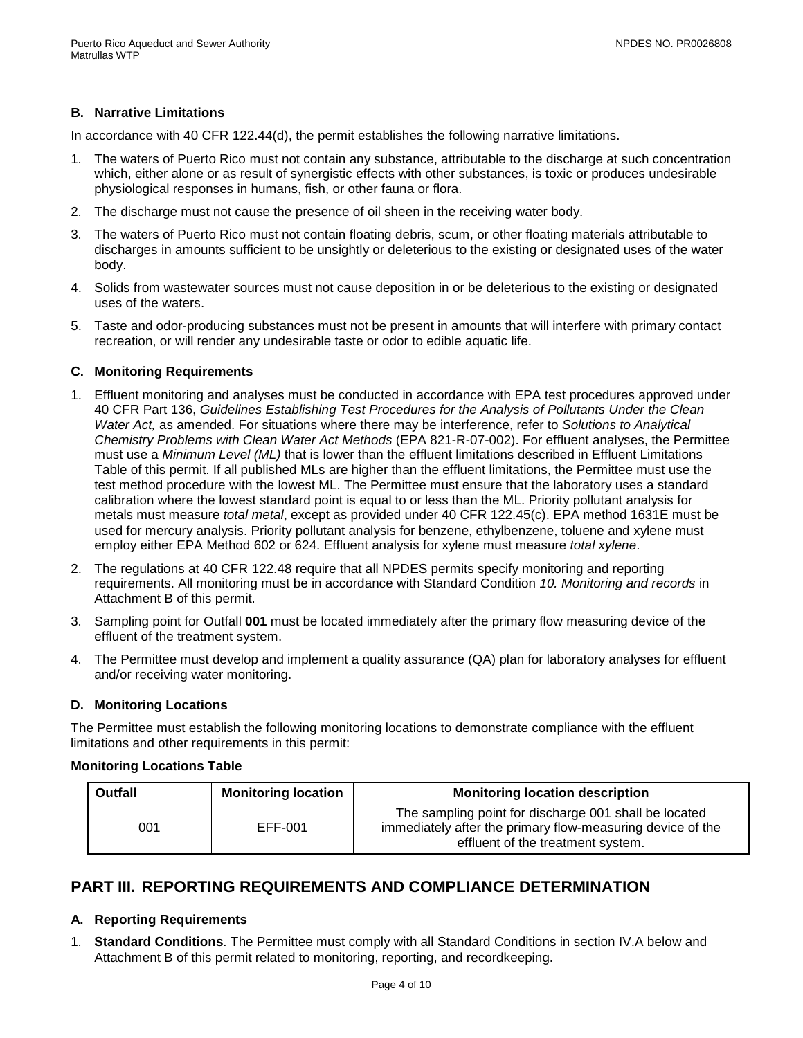### B. Narrative Limitations

In accordance with 40 CFR 122.44(d), the permit establishes the following narrative limitations.

1. The waters of Puerto Rico must not contain any substance, attributable to the discharge at such concentration which, either alone or as result of synergistic effects with other substances, is toxic or produces undesirable physiological responses in humans, fish, or other fauna or flora.
2. The discharge must not cause the presence of oil sheen in the receiving water body.
3. The waters of Puerto Rico must not contain floating debris, scum, or other floating materials attributable to discharges in amounts sufficient to be unsightly or deleterious to the existing or designated uses of the water body.
4. Solids from wastewater sources must not cause deposition in or be deleterious to the existing or designated uses of the waters.
5. Taste and odor-producing substances must not be present in amounts that will interfere with primary contact recreation, or will render any undesirable taste or odor to edible aquatic life.

### C. Monitoring Requirements

1. Effluent monitoring and analyses must be conducted in accordance with EPA test procedures approved under 40 CFR Part 136, *Guidelines Establishing Test Procedures for the Analysis of Pollutants Under the Clean Water Act,* as amended. For situations where there may be interference, refer to *Solutions to Analytical Chemistry Problems with Clean Water Act Methods* (EPA 821-R-07-002). For effluent analyses, the Permittee must use a *Minimum Level (ML)* that is lower than the effluent limitations described in Effluent Limitations Table of this permit. If all published MLs are higher than the effluent limitations, the Permittee must use the test method procedure with the lowest ML. The Permittee must ensure that the laboratory uses a standard calibration where the lowest standard point is equal to or less than the ML. Priority pollutant analysis for metals must measure *total metal*, except as provided under 40 CFR 122.45(c). EPA method 1631E must be used for mercury analysis. Priority pollutant analysis for benzene, ethylbenzene, toluene and xylene must employ either EPA Method 602 or 624. Effluent analysis for xylene must measure *total xylene*.
2. The regulations at 40 CFR 122.48 require that all NPDES permits specify monitoring and reporting requirements. All monitoring must be in accordance with Standard Condition *10. Monitoring and records* in Attachment B of this permit.
3. Sampling point for Outfall **001** must be located immediately after the primary flow measuring device of the effluent of the treatment system.
4. The Permittee must develop and implement a quality assurance (QA) plan for laboratory analyses for effluent and/or receiving water monitoring.

### D. Monitoring Locations

The Permittee must establish the following monitoring locations to demonstrate compliance with the effluent limitations and other requirements in this permit:

**Monitoring Locations Table**

| Outfall | Monitoring location | Monitoring location description |
|---|---|---|
| 001 | EFF-001 | The sampling point for discharge 001 shall be located immediately after the primary flow-measuring device of the effluent of the treatment system. |

## PART III. REPORTING REQUIREMENTS AND COMPLIANCE DETERMINATION

### A. Reporting Requirements

1. **Standard Conditions**. The Permittee must comply with all Standard Conditions in section IV.A below and Attachment B of this permit related to monitoring, reporting, and recordkeeping.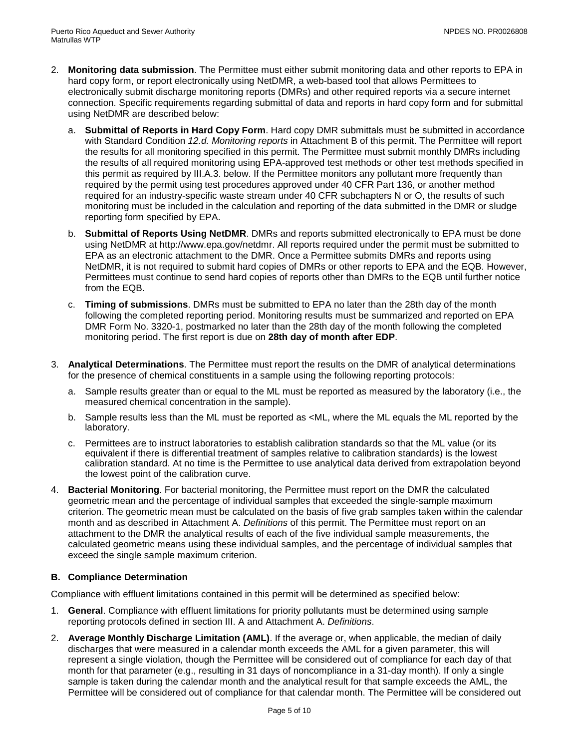2. **Monitoring data submission**. The Permittee must either submit monitoring data and other reports to EPA in hard copy form, or report electronically using NetDMR, a web-based tool that allows Permittees to electronically submit discharge monitoring reports (DMRs) and other required reports via a secure internet connection. Specific requirements regarding submittal of data and reports in hard copy form and for submittal using NetDMR are described below:

   a. **Submittal of Reports in Hard Copy Form**. Hard copy DMR submittals must be submitted in accordance with Standard Condition *12.d. Monitoring reports* in Attachment B of this permit. The Permittee will report the results for all monitoring specified in this permit. The Permittee must submit monthly DMRs including the results of all required monitoring using EPA-approved test methods or other test methods specified in this permit as required by III.A.3. below. If the Permittee monitors any pollutant more frequently than required by the permit using test procedures approved under 40 CFR Part 136, or another method required for an industry-specific waste stream under 40 CFR subchapters N or O, the results of such monitoring must be included in the calculation and reporting of the data submitted in the DMR or sludge reporting form specified by EPA.

   b. **Submittal of Reports Using NetDMR**. DMRs and reports submitted electronically to EPA must be done using NetDMR at http://www.epa.gov/netdmr. All reports required under the permit must be submitted to EPA as an electronic attachment to the DMR. Once a Permittee submits DMRs and reports using NetDMR, it is not required to submit hard copies of DMRs or other reports to EPA and the EQB. However, Permittees must continue to send hard copies of reports other than DMRs to the EQB until further notice from the EQB.

   c. **Timing of submissions**. DMRs must be submitted to EPA no later than the 28th day of the month following the completed reporting period. Monitoring results must be summarized and reported on EPA DMR Form No. 3320-1, postmarked no later than the 28th day of the month following the completed monitoring period. The first report is due on **28th day of month after EDP**.

3. **Analytical Determinations**. The Permittee must report the results on the DMR of analytical determinations for the presence of chemical constituents in a sample using the following reporting protocols:

   a. Sample results greater than or equal to the ML must be reported as measured by the laboratory (i.e., the measured chemical concentration in the sample).

   b. Sample results less than the ML must be reported as <ML, where the ML equals the ML reported by the laboratory.

   c. Permittees are to instruct laboratories to establish calibration standards so that the ML value (or its equivalent if there is differential treatment of samples relative to calibration standards) is the lowest calibration standard. At no time is the Permittee to use analytical data derived from extrapolation beyond the lowest point of the calibration curve.

4. **Bacterial Monitoring**. For bacterial monitoring, the Permittee must report on the DMR the calculated geometric mean and the percentage of individual samples that exceeded the single-sample maximum criterion. The geometric mean must be calculated on the basis of five grab samples taken within the calendar month and as described in Attachment A. *Definitions* of this permit. The Permittee must report on an attachment to the DMR the analytical results of each of the five individual sample measurements, the calculated geometric means using these individual samples, and the percentage of individual samples that exceed the single sample maximum criterion.

### B. Compliance Determination

Compliance with effluent limitations contained in this permit will be determined as specified below:

1. **General**. Compliance with effluent limitations for priority pollutants must be determined using sample reporting protocols defined in section III. A and Attachment A. *Definitions*.

2. **Average Monthly Discharge Limitation (AML)**. If the average or, when applicable, the median of daily discharges that were measured in a calendar month exceeds the AML for a given parameter, this will represent a single violation, though the Permittee will be considered out of compliance for each day of that month for that parameter (e.g., resulting in 31 days of noncompliance in a 31-day month). If only a single sample is taken during the calendar month and the analytical result for that sample exceeds the AML, the Permittee will be considered out of compliance for that calendar month. The Permittee will be considered out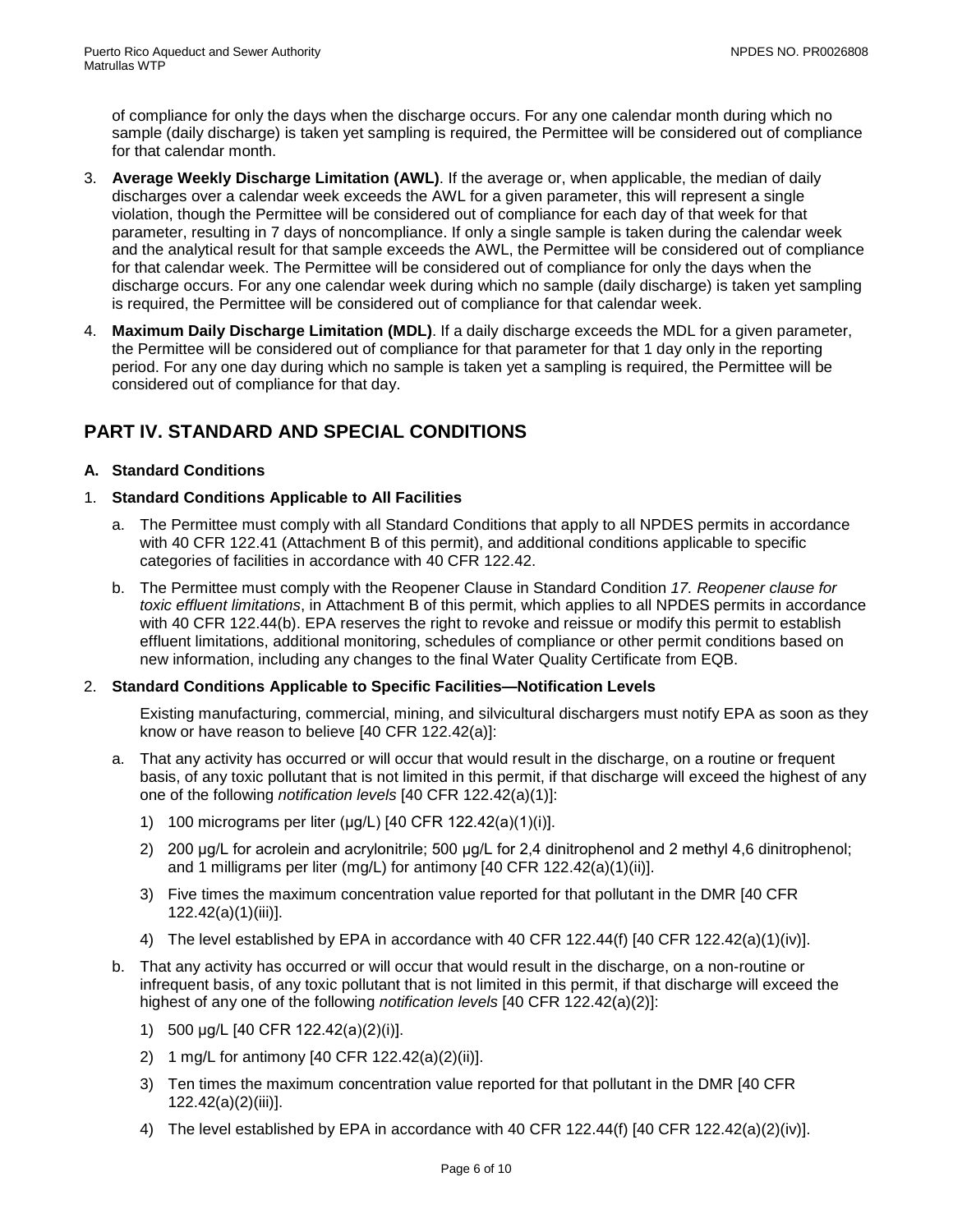of compliance for only the days when the discharge occurs. For any one calendar month during which no sample (daily discharge) is taken yet sampling is required, the Permittee will be considered out of compliance for that calendar month.

3. **Average Weekly Discharge Limitation (AWL)**. If the average or, when applicable, the median of daily discharges over a calendar week exceeds the AWL for a given parameter, this will represent a single violation, though the Permittee will be considered out of compliance for each day of that week for that parameter, resulting in 7 days of noncompliance. If only a single sample is taken during the calendar week and the analytical result for that sample exceeds the AWL, the Permittee will be considered out of compliance for that calendar week. The Permittee will be considered out of compliance for only the days when the discharge occurs. For any one calendar week during which no sample (daily discharge) is taken yet sampling is required, the Permittee will be considered out of compliance for that calendar week.

4. **Maximum Daily Discharge Limitation (MDL)**. If a daily discharge exceeds the MDL for a given parameter, the Permittee will be considered out of compliance for that parameter for that 1 day only in the reporting period. For any one day during which no sample is taken yet a sampling is required, the Permittee will be considered out of compliance for that day.

## PART IV. STANDARD AND SPECIAL CONDITIONS

### A. Standard Conditions

1. **Standard Conditions Applicable to All Facilities**

   a. The Permittee must comply with all Standard Conditions that apply to all NPDES permits in accordance with 40 CFR 122.41 (Attachment B of this permit), and additional conditions applicable to specific categories of facilities in accordance with 40 CFR 122.42.

   b. The Permittee must comply with the Reopener Clause in Standard Condition *17. Reopener clause for toxic effluent limitations*, in Attachment B of this permit, which applies to all NPDES permits in accordance with 40 CFR 122.44(b). EPA reserves the right to revoke and reissue or modify this permit to establish effluent limitations, additional monitoring, schedules of compliance or other permit conditions based on new information, including any changes to the final Water Quality Certificate from EQB.

2. **Standard Conditions Applicable to Specific Facilities—Notification Levels**

   Existing manufacturing, commercial, mining, and silvicultural dischargers must notify EPA as soon as they know or have reason to believe [40 CFR 122.42(a)]:

   a. That any activity has occurred or will occur that would result in the discharge, on a routine or frequent basis, of any toxic pollutant that is not limited in this permit, if that discharge will exceed the highest of any one of the following *notification levels* [40 CFR 122.42(a)(1)]:

      1) 100 micrograms per liter (µg/L) [40 CFR 122.42(a)(1)(i)].

      2) 200 µg/L for acrolein and acrylonitrile; 500 µg/L for 2,4 dinitrophenol and 2 methyl 4,6 dinitrophenol; and 1 milligrams per liter (mg/L) for antimony [40 CFR 122.42(a)(1)(ii)].

      3) Five times the maximum concentration value reported for that pollutant in the DMR [40 CFR 122.42(a)(1)(iii)].

      4) The level established by EPA in accordance with 40 CFR 122.44(f) [40 CFR 122.42(a)(1)(iv)].

   b. That any activity has occurred or will occur that would result in the discharge, on a non-routine or infrequent basis, of any toxic pollutant that is not limited in this permit, if that discharge will exceed the highest of any one of the following *notification levels* [40 CFR 122.42(a)(2)]:

      1) 500 µg/L [40 CFR 122.42(a)(2)(i)].

      2) 1 mg/L for antimony [40 CFR 122.42(a)(2)(ii)].

      3) Ten times the maximum concentration value reported for that pollutant in the DMR [40 CFR 122.42(a)(2)(iii)].

      4) The level established by EPA in accordance with 40 CFR 122.44(f) [40 CFR 122.42(a)(2)(iv)].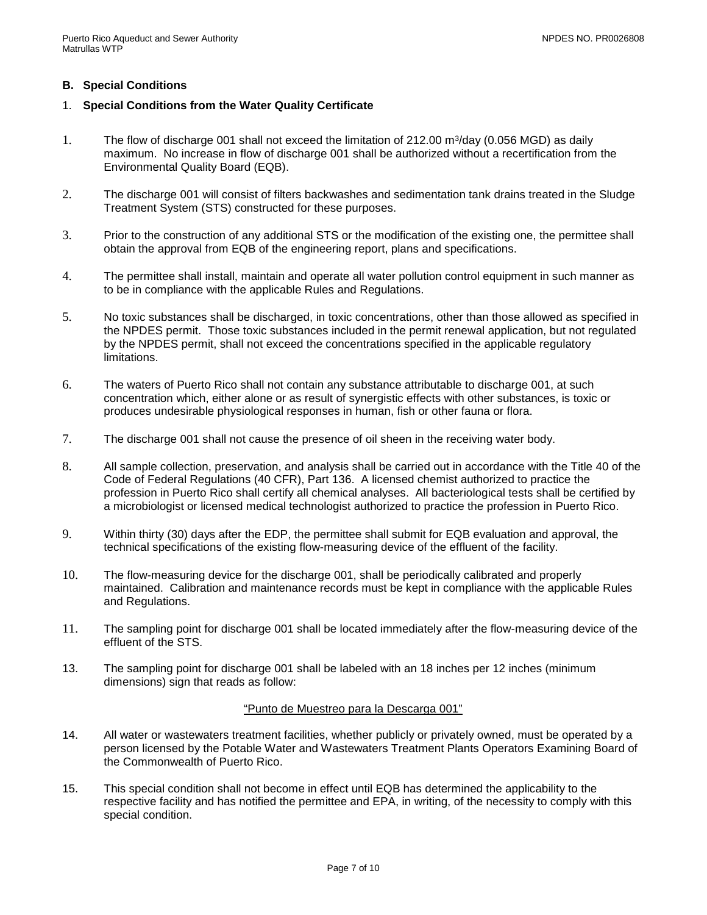## B. Special Conditions

### 1. Special Conditions from the Water Quality Certificate

1. The flow of discharge 001 shall not exceed the limitation of 212.00 $m^3$/day (0.056 MGD) as daily maximum. No increase in flow of discharge 001 shall be authorized without a recertification from the Environmental Quality Board (EQB).

2. The discharge 001 will consist of filters backwashes and sedimentation tank drains treated in the Sludge Treatment System (STS) constructed for these purposes.

3. Prior to the construction of any additional STS or the modification of the existing one, the permittee shall obtain the approval from EQB of the engineering report, plans and specifications.

4. The permittee shall install, maintain and operate all water pollution control equipment in such manner as to be in compliance with the applicable Rules and Regulations.

5. No toxic substances shall be discharged, in toxic concentrations, other than those allowed as specified in the NPDES permit. Those toxic substances included in the permit renewal application, but not regulated by the NPDES permit, shall not exceed the concentrations specified in the applicable regulatory limitations.

6. The waters of Puerto Rico shall not contain any substance attributable to discharge 001, at such concentration which, either alone or as result of synergistic effects with other substances, is toxic or produces undesirable physiological responses in human, fish or other fauna or flora.

7. The discharge 001 shall not cause the presence of oil sheen in the receiving water body.

8. All sample collection, preservation, and analysis shall be carried out in accordance with the Title 40 of the Code of Federal Regulations (40 CFR), Part 136. A licensed chemist authorized to practice the profession in Puerto Rico shall certify all chemical analyses. All bacteriological tests shall be certified by a microbiologist or licensed medical technologist authorized to practice the profession in Puerto Rico.

9. Within thirty (30) days after the EDP, the permittee shall submit for EQB evaluation and approval, the technical specifications of the existing flow-measuring device of the effluent of the facility.

10. The flow-measuring device for the discharge 001, shall be periodically calibrated and properly maintained. Calibration and maintenance records must be kept in compliance with the applicable Rules and Regulations.

11. The sampling point for discharge 001 shall be located immediately after the flow-measuring device of the effluent of the STS.

13. The sampling point for discharge 001 shall be labeled with an 18 inches per 12 inches (minimum dimensions) sign that reads as follow:

    <u>"Punto de Muestreo para la Descarga 001"</u>

14. All water or wastewaters treatment facilities, whether publicly or privately owned, must be operated by a person licensed by the Potable Water and Wastewaters Treatment Plants Operators Examining Board of the Commonwealth of Puerto Rico.

15. This special condition shall not become in effect until EQB has determined the applicability to the respective facility and has notified the permittee and EPA, in writing, of the necessity to comply with this special condition.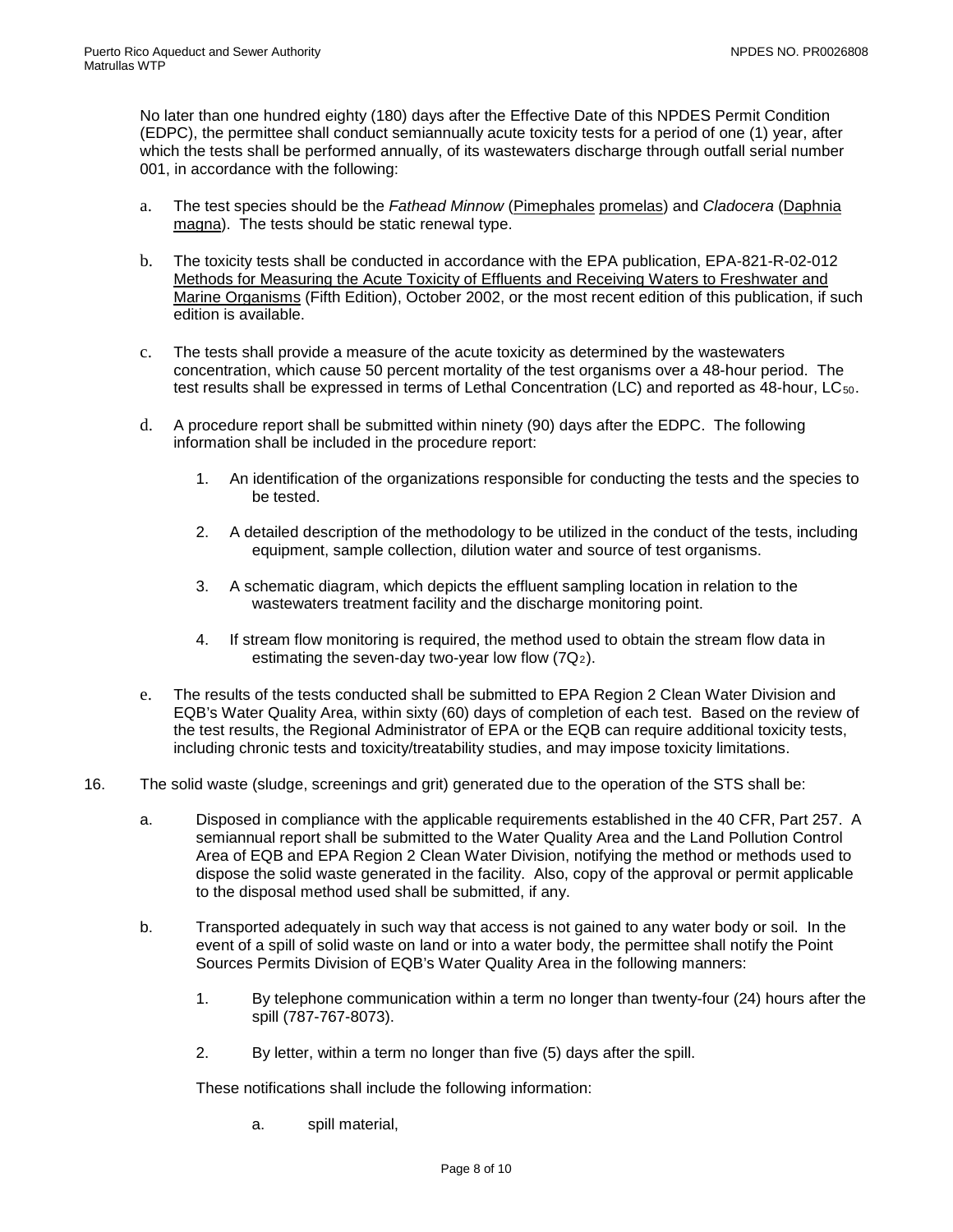No later than one hundred eighty (180) days after the Effective Date of this NPDES Permit Condition (EDPC), the permittee shall conduct semiannually acute toxicity tests for a period of one (1) year, after which the tests shall be performed annually, of its wastewaters discharge through outfall serial number 001, in accordance with the following:

a. The test species should be the *Fathead Minnow* (Pimephales promelas) and *Cladocera* (Daphnia magna). The tests should be static renewal type.

b. The toxicity tests shall be conducted in accordance with the EPA publication, EPA-821-R-02-012 Methods for Measuring the Acute Toxicity of Effluents and Receiving Waters to Freshwater and Marine Organisms (Fifth Edition), October 2002, or the most recent edition of this publication, if such edition is available.

c. The tests shall provide a measure of the acute toxicity as determined by the wastewaters concentration, which cause 50 percent mortality of the test organisms over a 48-hour period. The test results shall be expressed in terms of Lethal Concentration (LC) and reported as 48-hour, $LC_{50}$.

d. A procedure report shall be submitted within ninety (90) days after the EDPC. The following information shall be included in the procedure report:

   1. An identification of the organizations responsible for conducting the tests and the species to be tested.

   2. A detailed description of the methodology to be utilized in the conduct of the tests, including equipment, sample collection, dilution water and source of test organisms.

   3. A schematic diagram, which depicts the effluent sampling location in relation to the wastewaters treatment facility and the discharge monitoring point.

   4. If stream flow monitoring is required, the method used to obtain the stream flow data in estimating the seven-day two-year low flow ($7Q_2$).

e. The results of the tests conducted shall be submitted to EPA Region 2 Clean Water Division and EQB's Water Quality Area, within sixty (60) days of completion of each test. Based on the review of the test results, the Regional Administrator of EPA or the EQB can require additional toxicity tests, including chronic tests and toxicity/treatability studies, and may impose toxicity limitations.

16. The solid waste (sludge, screenings and grit) generated due to the operation of the STS shall be:

   a. Disposed in compliance with the applicable requirements established in the 40 CFR, Part 257. A semiannual report shall be submitted to the Water Quality Area and the Land Pollution Control Area of EQB and EPA Region 2 Clean Water Division, notifying the method or methods used to dispose the solid waste generated in the facility. Also, copy of the approval or permit applicable to the disposal method used shall be submitted, if any.

   b. Transported adequately in such way that access is not gained to any water body or soil. In the event of a spill of solid waste on land or into a water body, the permittee shall notify the Point Sources Permits Division of EQB's Water Quality Area in the following manners:

      1. By telephone communication within a term no longer than twenty-four (24) hours after the spill (787-767-8073).

      2. By letter, within a term no longer than five (5) days after the spill.

      These notifications shall include the following information:

         a. spill material,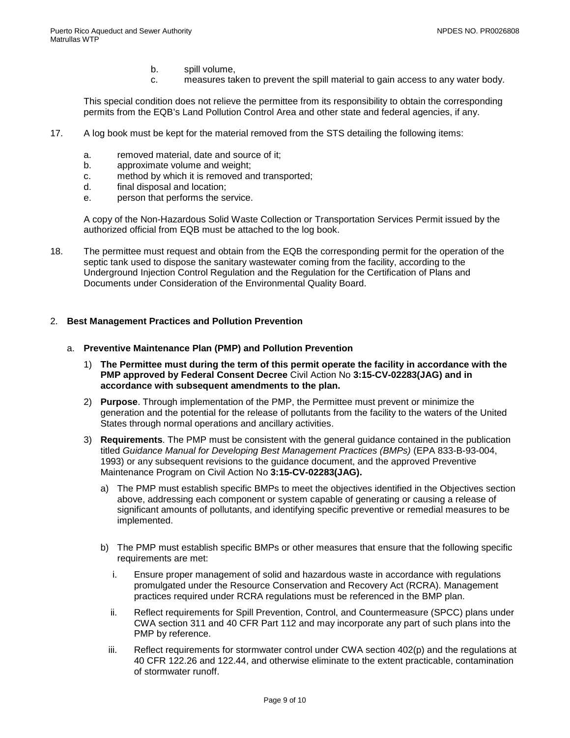b. spill volume,

c. measures taken to prevent the spill material to gain access to any water body.

This special condition does not relieve the permittee from its responsibility to obtain the corresponding permits from the EQB's Land Pollution Control Area and other state and federal agencies, if any.

17. A log book must be kept for the material removed from the STS detailing the following items:

    a. removed material, date and source of it;
    b. approximate volume and weight;
    c. method by which it is removed and transported;
    d. final disposal and location;
    e. person that performs the service.

    A copy of the Non-Hazardous Solid Waste Collection or Transportation Services Permit issued by the authorized official from EQB must be attached to the log book.

18. The permittee must request and obtain from the EQB the corresponding permit for the operation of the septic tank used to dispose the sanitary wastewater coming from the facility, according to the Underground Injection Control Regulation and the Regulation for the Certification of Plans and Documents under Consideration of the Environmental Quality Board.

## 2. **Best Management Practices and Pollution Prevention**

### a. **Preventive Maintenance Plan (PMP) and Pollution Prevention**

1) **The Permittee must during the term of this permit operate the facility in accordance with the PMP approved by Federal Consent Decree** Civil Action No **3:15-CV-02283(JAG) and in accordance with subsequent amendments to the plan.**

2) **Purpose**. Through implementation of the PMP, the Permittee must prevent or minimize the generation and the potential for the release of pollutants from the facility to the waters of the United States through normal operations and ancillary activities.

3) **Requirements**. The PMP must be consistent with the general guidance contained in the publication titled *Guidance Manual for Developing Best Management Practices (BMPs)* (EPA 833-B-93-004, 1993) or any subsequent revisions to the guidance document, and the approved Preventive Maintenance Program on Civil Action No **3:15-CV-02283(JAG).**

    a) The PMP must establish specific BMPs to meet the objectives identified in the Objectives section above, addressing each component or system capable of generating or causing a release of significant amounts of pollutants, and identifying specific preventive or remedial measures to be implemented.

    b) The PMP must establish specific BMPs or other measures that ensure that the following specific requirements are met:

        i. Ensure proper management of solid and hazardous waste in accordance with regulations promulgated under the Resource Conservation and Recovery Act (RCRA). Management practices required under RCRA regulations must be referenced in the BMP plan.

        ii. Reflect requirements for Spill Prevention, Control, and Countermeasure (SPCC) plans under CWA section 311 and 40 CFR Part 112 and may incorporate any part of such plans into the PMP by reference.

        iii. Reflect requirements for stormwater control under CWA section 402(p) and the regulations at 40 CFR 122.26 and 122.44, and otherwise eliminate to the extent practicable, contamination of stormwater runoff.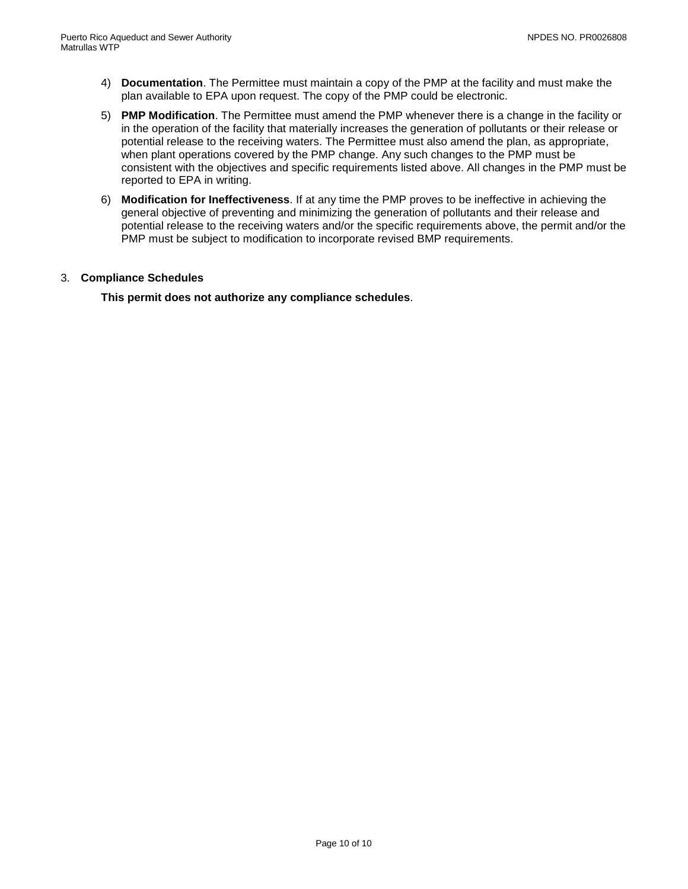4) **Documentation**. The Permittee must maintain a copy of the PMP at the facility and must make the plan available to EPA upon request. The copy of the PMP could be electronic.

5) **PMP Modification**. The Permittee must amend the PMP whenever there is a change in the facility or in the operation of the facility that materially increases the generation of pollutants or their release or potential release to the receiving waters. The Permittee must also amend the plan, as appropriate, when plant operations covered by the PMP change. Any such changes to the PMP must be consistent with the objectives and specific requirements listed above. All changes in the PMP must be reported to EPA in writing.

6) **Modification for Ineffectiveness**. If at any time the PMP proves to be ineffective in achieving the general objective of preventing and minimizing the generation of pollutants and their release and potential release to the receiving waters and/or the specific requirements above, the permit and/or the PMP must be subject to modification to incorporate revised BMP requirements.

3. **Compliance Schedules**

**This permit does not authorize any compliance schedules**.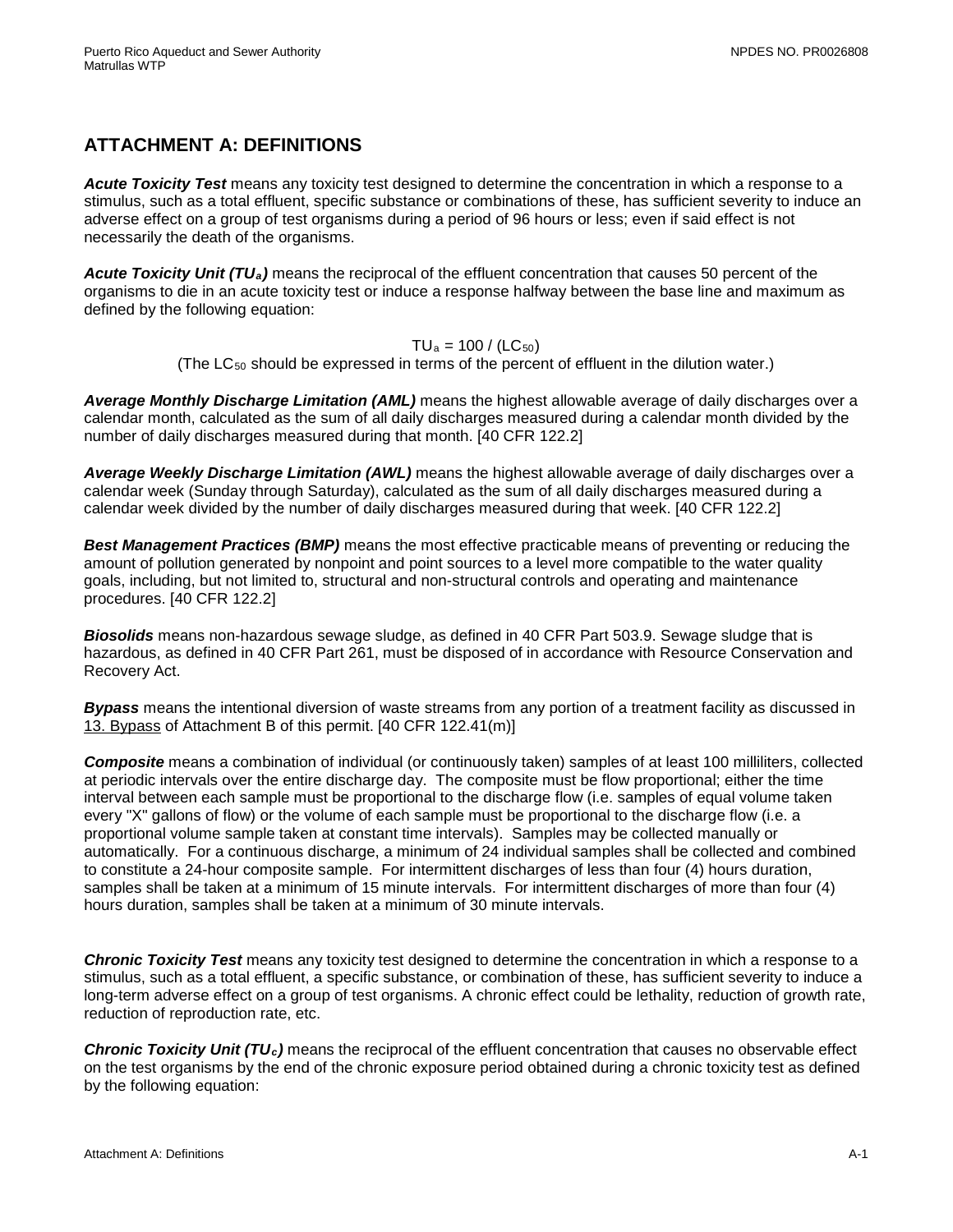# ATTACHMENT A: DEFINITIONS

***Acute Toxicity Test*** means any toxicity test designed to determine the concentration in which a response to a stimulus, such as a total effluent, specific substance or combinations of these, has sufficient severity to induce an adverse effect on a group of test organisms during a period of 96 hours or less; even if said effect is not necessarily the death of the organisms.

***Acute Toxicity Unit ($TU_a$)*** means the reciprocal of the effluent concentration that causes 50 percent of the organisms to die in an acute toxicity test or induce a response halfway between the base line and maximum as defined by the following equation:

$$TU_a = 100 / (LC_{50})$$

(The $LC_{50}$ should be expressed in terms of the percent of effluent in the dilution water.)

***Average Monthly Discharge Limitation (AML)*** means the highest allowable average of daily discharges over a calendar month, calculated as the sum of all daily discharges measured during a calendar month divided by the number of daily discharges measured during that month. [40 CFR 122.2]

***Average Weekly Discharge Limitation (AWL)*** means the highest allowable average of daily discharges over a calendar week (Sunday through Saturday), calculated as the sum of all daily discharges measured during a calendar week divided by the number of daily discharges measured during that week. [40 CFR 122.2]

***Best Management Practices (BMP)*** means the most effective practicable means of preventing or reducing the amount of pollution generated by nonpoint and point sources to a level more compatible to the water quality goals, including, but not limited to, structural and non-structural controls and operating and maintenance procedures. [40 CFR 122.2]

***Biosolids*** means non-hazardous sewage sludge, as defined in 40 CFR Part 503.9. Sewage sludge that is hazardous, as defined in 40 CFR Part 261, must be disposed of in accordance with Resource Conservation and Recovery Act.

***Bypass*** means the intentional diversion of waste streams from any portion of a treatment facility as discussed in 13. Bypass of Attachment B of this permit. [40 CFR 122.41(m)]

***Composite*** means a combination of individual (or continuously taken) samples of at least 100 milliliters, collected at periodic intervals over the entire discharge day. The composite must be flow proportional; either the time interval between each sample must be proportional to the discharge flow (i.e. samples of equal volume taken every "X" gallons of flow) or the volume of each sample must be proportional to the discharge flow (i.e. a proportional volume sample taken at constant time intervals). Samples may be collected manually or automatically. For a continuous discharge, a minimum of 24 individual samples shall be collected and combined to constitute a 24-hour composite sample. For intermittent discharges of less than four (4) hours duration, samples shall be taken at a minimum of 15 minute intervals. For intermittent discharges of more than four (4) hours duration, samples shall be taken at a minimum of 30 minute intervals.

***Chronic Toxicity Test*** means any toxicity test designed to determine the concentration in which a response to a stimulus, such as a total effluent, a specific substance, or combination of these, has sufficient severity to induce a long-term adverse effect on a group of test organisms. A chronic effect could be lethality, reduction of growth rate, reduction of reproduction rate, etc.

***Chronic Toxicity Unit ($TU_c$)*** means the reciprocal of the effluent concentration that causes no observable effect on the test organisms by the end of the chronic exposure period obtained during a chronic toxicity test as defined by the following equation: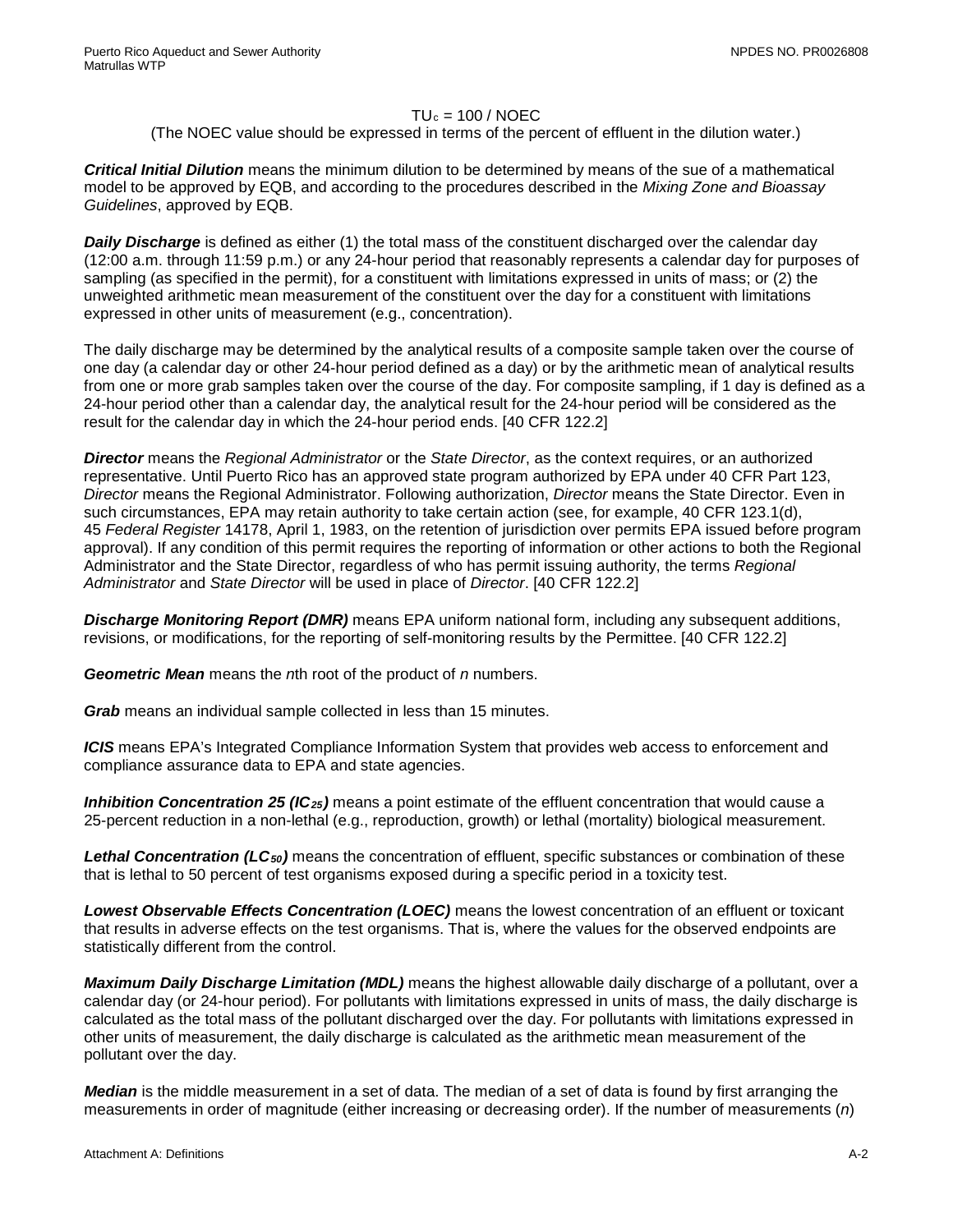$$TU_c = 100 / NOEC$$

(The NOEC value should be expressed in terms of the percent of effluent in the dilution water.)

***Critical Initial Dilution*** means the minimum dilution to be determined by means of the sue of a mathematical model to be approved by EQB, and according to the procedures described in the *Mixing Zone and Bioassay Guidelines*, approved by EQB.

***Daily Discharge*** is defined as either (1) the total mass of the constituent discharged over the calendar day (12:00 a.m. through 11:59 p.m.) or any 24-hour period that reasonably represents a calendar day for purposes of sampling (as specified in the permit), for a constituent with limitations expressed in units of mass; or (2) the unweighted arithmetic mean measurement of the constituent over the day for a constituent with limitations expressed in other units of measurement (e.g., concentration).

The daily discharge may be determined by the analytical results of a composite sample taken over the course of one day (a calendar day or other 24-hour period defined as a day) or by the arithmetic mean of analytical results from one or more grab samples taken over the course of the day. For composite sampling, if 1 day is defined as a 24-hour period other than a calendar day, the analytical result for the 24-hour period will be considered as the result for the calendar day in which the 24-hour period ends. [40 CFR 122.2]

***Director*** means the *Regional Administrator* or the *State Director*, as the context requires, or an authorized representative. Until Puerto Rico has an approved state program authorized by EPA under 40 CFR Part 123, *Director* means the Regional Administrator. Following authorization, *Director* means the State Director. Even in such circumstances, EPA may retain authority to take certain action (see, for example, 40 CFR 123.1(d), 45 *Federal Register* 14178, April 1, 1983, on the retention of jurisdiction over permits EPA issued before program approval). If any condition of this permit requires the reporting of information or other actions to both the Regional Administrator and the State Director, regardless of who has permit issuing authority, the terms *Regional Administrator* and *State Director* will be used in place of *Director*. [40 CFR 122.2]

***Discharge Monitoring Report (DMR)*** means EPA uniform national form, including any subsequent additions, revisions, or modifications, for the reporting of self-monitoring results by the Permittee. [40 CFR 122.2]

***Geometric Mean*** means the *n*th root of the product of *n* numbers.

***Grab*** means an individual sample collected in less than 15 minutes.

***ICIS*** means EPA's Integrated Compliance Information System that provides web access to enforcement and compliance assurance data to EPA and state agencies.

***Inhibition Concentration 25 ($IC_{25}$)*** means a point estimate of the effluent concentration that would cause a 25-percent reduction in a non-lethal (e.g., reproduction, growth) or lethal (mortality) biological measurement.

***Lethal Concentration ($LC_{50}$)*** means the concentration of effluent, specific substances or combination of these that is lethal to 50 percent of test organisms exposed during a specific period in a toxicity test.

***Lowest Observable Effects Concentration (LOEC)*** means the lowest concentration of an effluent or toxicant that results in adverse effects on the test organisms. That is, where the values for the observed endpoints are statistically different from the control.

***Maximum Daily Discharge Limitation (MDL)*** means the highest allowable daily discharge of a pollutant, over a calendar day (or 24-hour period). For pollutants with limitations expressed in units of mass, the daily discharge is calculated as the total mass of the pollutant discharged over the day. For pollutants with limitations expressed in other units of measurement, the daily discharge is calculated as the arithmetic mean measurement of the pollutant over the day.

***Median*** is the middle measurement in a set of data. The median of a set of data is found by first arranging the measurements in order of magnitude (either increasing or decreasing order). If the number of measurements (*n*)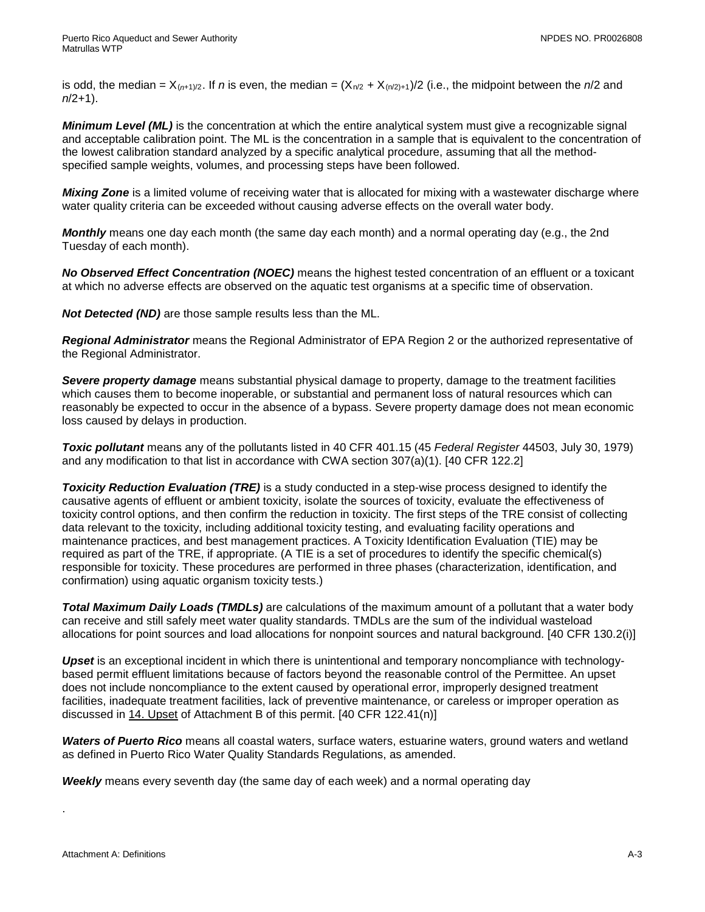is odd, the median = $X_{(n+1)/2}$. If *n* is even, the median = $(X_{n/2} + X_{(n/2)+1})/2$ (i.e., the midpoint between the *n*/2 and *n*/2+1).

***Minimum Level (ML)*** is the concentration at which the entire analytical system must give a recognizable signal and acceptable calibration point. The ML is the concentration in a sample that is equivalent to the concentration of the lowest calibration standard analyzed by a specific analytical procedure, assuming that all the method-specified sample weights, volumes, and processing steps have been followed.

***Mixing Zone*** is a limited volume of receiving water that is allocated for mixing with a wastewater discharge where water quality criteria can be exceeded without causing adverse effects on the overall water body.

***Monthly*** means one day each month (the same day each month) and a normal operating day (e.g., the 2nd Tuesday of each month).

***No Observed Effect Concentration (NOEC)*** means the highest tested concentration of an effluent or a toxicant at which no adverse effects are observed on the aquatic test organisms at a specific time of observation.

***Not Detected (ND)*** are those sample results less than the ML.

***Regional Administrator*** means the Regional Administrator of EPA Region 2 or the authorized representative of the Regional Administrator.

***Severe property damage*** means substantial physical damage to property, damage to the treatment facilities which causes them to become inoperable, or substantial and permanent loss of natural resources which can reasonably be expected to occur in the absence of a bypass. Severe property damage does not mean economic loss caused by delays in production.

***Toxic pollutant*** means any of the pollutants listed in 40 CFR 401.15 (45 *Federal Register* 44503, July 30, 1979) and any modification to that list in accordance with CWA section 307(a)(1). [40 CFR 122.2]

***Toxicity Reduction Evaluation (TRE)*** is a study conducted in a step-wise process designed to identify the causative agents of effluent or ambient toxicity, isolate the sources of toxicity, evaluate the effectiveness of toxicity control options, and then confirm the reduction in toxicity. The first steps of the TRE consist of collecting data relevant to the toxicity, including additional toxicity testing, and evaluating facility operations and maintenance practices, and best management practices. A Toxicity Identification Evaluation (TIE) may be required as part of the TRE, if appropriate. (A TIE is a set of procedures to identify the specific chemical(s) responsible for toxicity. These procedures are performed in three phases (characterization, identification, and confirmation) using aquatic organism toxicity tests.)

***Total Maximum Daily Loads (TMDLs)*** are calculations of the maximum amount of a pollutant that a water body can receive and still safely meet water quality standards. TMDLs are the sum of the individual wasteload allocations for point sources and load allocations for nonpoint sources and natural background. [40 CFR 130.2(i)]

***Upset*** is an exceptional incident in which there is unintentional and temporary noncompliance with technology-based permit effluent limitations because of factors beyond the reasonable control of the Permittee. An upset does not include noncompliance to the extent caused by operational error, improperly designed treatment facilities, inadequate treatment facilities, lack of preventive maintenance, or careless or improper operation as discussed in 14. Upset of Attachment B of this permit. [40 CFR 122.41(n)]

***Waters of Puerto Rico*** means all coastal waters, surface waters, estuarine waters, ground waters and wetland as defined in Puerto Rico Water Quality Standards Regulations, as amended.

***Weekly*** means every seventh day (the same day of each week) and a normal operating day

.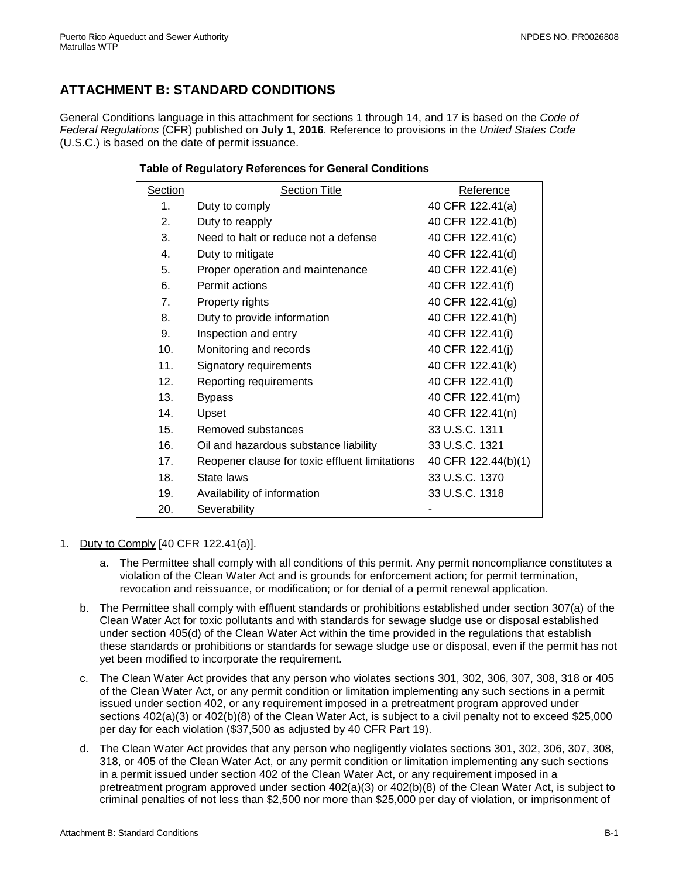## ATTACHMENT B: STANDARD CONDITIONS

General Conditions language in this attachment for sections 1 through 14, and 17 is based on the *Code of Federal Regulations* (CFR) published on **July 1, 2016**. Reference to provisions in the *United States Code* (U.S.C.) is based on the date of permit issuance.

**Table of Regulatory References for General Conditions**

| Section | Section Title | Reference |
|---|---|---|
| 1. | Duty to comply | 40 CFR 122.41(a) |
| 2. | Duty to reapply | 40 CFR 122.41(b) |
| 3. | Need to halt or reduce not a defense | 40 CFR 122.41(c) |
| 4. | Duty to mitigate | 40 CFR 122.41(d) |
| 5. | Proper operation and maintenance | 40 CFR 122.41(e) |
| 6. | Permit actions | 40 CFR 122.41(f) |
| 7. | Property rights | 40 CFR 122.41(g) |
| 8. | Duty to provide information | 40 CFR 122.41(h) |
| 9. | Inspection and entry | 40 CFR 122.41(i) |
| 10. | Monitoring and records | 40 CFR 122.41(j) |
| 11. | Signatory requirements | 40 CFR 122.41(k) |
| 12. | Reporting requirements | 40 CFR 122.41(l) |
| 13. | Bypass | 40 CFR 122.41(m) |
| 14. | Upset | 40 CFR 122.41(n) |
| 15. | Removed substances | 33 U.S.C. 1311 |
| 16. | Oil and hazardous substance liability | 33 U.S.C. 1321 |
| 17. | Reopener clause for toxic effluent limitations | 40 CFR 122.44(b)(1) |
| 18. | State laws | 33 U.S.C. 1370 |
| 19. | Availability of information | 33 U.S.C. 1318 |
| 20. | Severability | - |

1. Duty to Comply [40 CFR 122.41(a)].

   a. The Permittee shall comply with all conditions of this permit. Any permit noncompliance constitutes a violation of the Clean Water Act and is grounds for enforcement action; for permit termination, revocation and reissuance, or modification; or for denial of a permit renewal application.

   b. The Permittee shall comply with effluent standards or prohibitions established under section 307(a) of the Clean Water Act for toxic pollutants and with standards for sewage sludge use or disposal established under section 405(d) of the Clean Water Act within the time provided in the regulations that establish these standards or prohibitions or standards for sewage sludge use or disposal, even if the permit has not yet been modified to incorporate the requirement.

   c. The Clean Water Act provides that any person who violates sections 301, 302, 306, 307, 308, 318 or 405 of the Clean Water Act, or any permit condition or limitation implementing any such sections in a permit issued under section 402, or any requirement imposed in a pretreatment program approved under sections 402(a)(3) or 402(b)(8) of the Clean Water Act, is subject to a civil penalty not to exceed $25,000 per day for each violation ($37,500 as adjusted by 40 CFR Part 19).

   d. The Clean Water Act provides that any person who negligently violates sections 301, 302, 306, 307, 308, 318, or 405 of the Clean Water Act, or any permit condition or limitation implementing any such sections in a permit issued under section 402 of the Clean Water Act, or any requirement imposed in a pretreatment program approved under section 402(a)(3) or 402(b)(8) of the Clean Water Act, is subject to criminal penalties of not less than $2,500 nor more than $25,000 per day of violation, or imprisonment of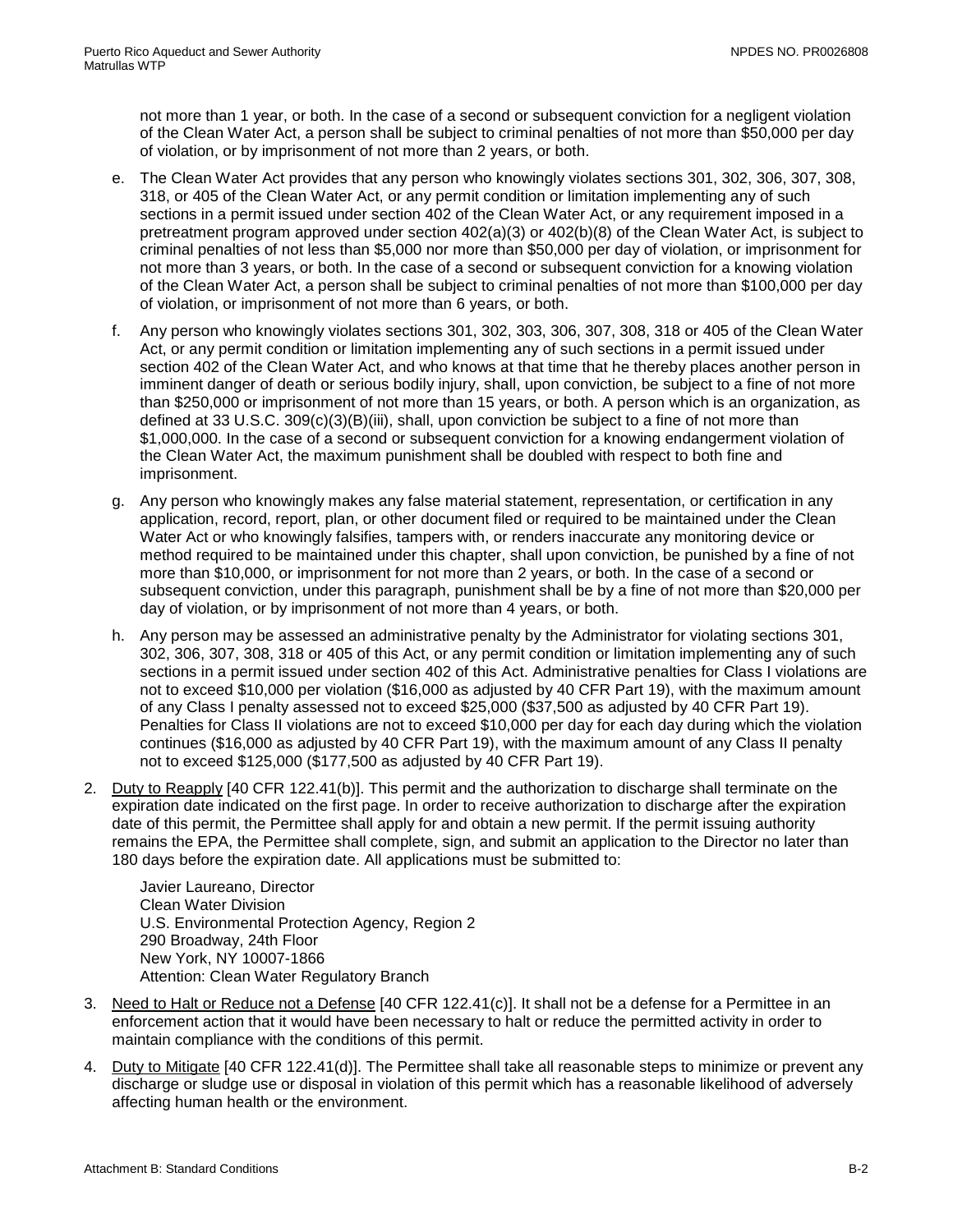not more than 1 year, or both. In the case of a second or subsequent conviction for a negligent violation of the Clean Water Act, a person shall be subject to criminal penalties of not more than $50,000 per day of violation, or by imprisonment of not more than 2 years, or both.

e. The Clean Water Act provides that any person who knowingly violates sections 301, 302, 306, 307, 308, 318, or 405 of the Clean Water Act, or any permit condition or limitation implementing any of such sections in a permit issued under section 402 of the Clean Water Act, or any requirement imposed in a pretreatment program approved under section 402(a)(3) or 402(b)(8) of the Clean Water Act, is subject to criminal penalties of not less than $5,000 nor more than $50,000 per day of violation, or imprisonment for not more than 3 years, or both. In the case of a second or subsequent conviction for a knowing violation of the Clean Water Act, a person shall be subject to criminal penalties of not more than $100,000 per day of violation, or imprisonment of not more than 6 years, or both.

f. Any person who knowingly violates sections 301, 302, 303, 306, 307, 308, 318 or 405 of the Clean Water Act, or any permit condition or limitation implementing any of such sections in a permit issued under section 402 of the Clean Water Act, and who knows at that time that he thereby places another person in imminent danger of death or serious bodily injury, shall, upon conviction, be subject to a fine of not more than $250,000 or imprisonment of not more than 15 years, or both. A person which is an organization, as defined at 33 U.S.C. 309(c)(3)(B)(iii), shall, upon conviction be subject to a fine of not more than $1,000,000. In the case of a second or subsequent conviction for a knowing endangerment violation of the Clean Water Act, the maximum punishment shall be doubled with respect to both fine and imprisonment.

g. Any person who knowingly makes any false material statement, representation, or certification in any application, record, report, plan, or other document filed or required to be maintained under the Clean Water Act or who knowingly falsifies, tampers with, or renders inaccurate any monitoring device or method required to be maintained under this chapter, shall upon conviction, be punished by a fine of not more than $10,000, or imprisonment for not more than 2 years, or both. In the case of a second or subsequent conviction, under this paragraph, punishment shall be by a fine of not more than $20,000 per day of violation, or by imprisonment of not more than 4 years, or both.

h. Any person may be assessed an administrative penalty by the Administrator for violating sections 301, 302, 306, 307, 308, 318 or 405 of this Act, or any permit condition or limitation implementing any of such sections in a permit issued under section 402 of this Act. Administrative penalties for Class I violations are not to exceed $10,000 per violation ($16,000 as adjusted by 40 CFR Part 19), with the maximum amount of any Class I penalty assessed not to exceed $25,000 ($37,500 as adjusted by 40 CFR Part 19). Penalties for Class II violations are not to exceed $10,000 per day for each day during which the violation continues ($16,000 as adjusted by 40 CFR Part 19), with the maximum amount of any Class II penalty not to exceed $125,000 ($177,500 as adjusted by 40 CFR Part 19).

2. Duty to Reapply [40 CFR 122.41(b)]. This permit and the authorization to discharge shall terminate on the expiration date indicated on the first page. In order to receive authorization to discharge after the expiration date of this permit, the Permittee shall apply for and obtain a new permit. If the permit issuing authority remains the EPA, the Permittee shall complete, sign, and submit an application to the Director no later than 180 days before the expiration date. All applications must be submitted to:

   Javier Laureano, Director
   Clean Water Division
   U.S. Environmental Protection Agency, Region 2
   290 Broadway, 24th Floor
   New York, NY 10007-1866
   Attention: Clean Water Regulatory Branch

3. Need to Halt or Reduce not a Defense [40 CFR 122.41(c)]. It shall not be a defense for a Permittee in an enforcement action that it would have been necessary to halt or reduce the permitted activity in order to maintain compliance with the conditions of this permit.

4. Duty to Mitigate [40 CFR 122.41(d)]. The Permittee shall take all reasonable steps to minimize or prevent any discharge or sludge use or disposal in violation of this permit which has a reasonable likelihood of adversely affecting human health or the environment.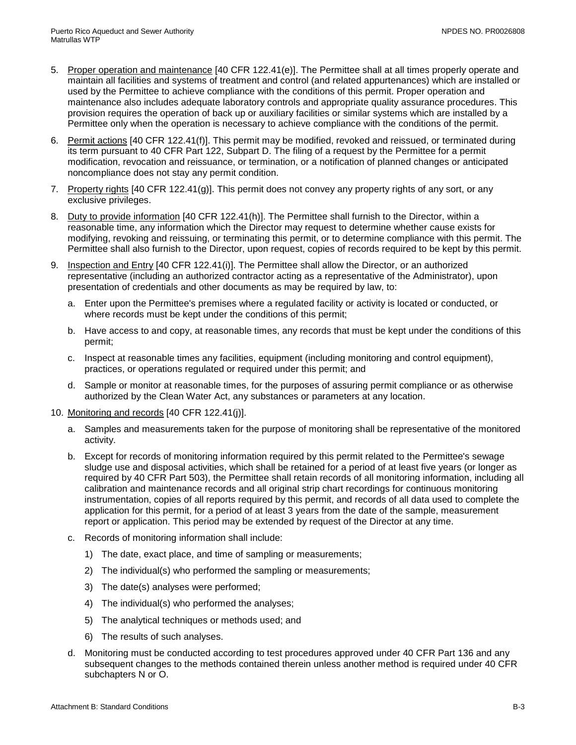5. Proper operation and maintenance [40 CFR 122.41(e)]. The Permittee shall at all times properly operate and maintain all facilities and systems of treatment and control (and related appurtenances) which are installed or used by the Permittee to achieve compliance with the conditions of this permit. Proper operation and maintenance also includes adequate laboratory controls and appropriate quality assurance procedures. This provision requires the operation of back up or auxiliary facilities or similar systems which are installed by a Permittee only when the operation is necessary to achieve compliance with the conditions of the permit.

6. Permit actions [40 CFR 122.41(f)]. This permit may be modified, revoked and reissued, or terminated during its term pursuant to 40 CFR Part 122, Subpart D. The filing of a request by the Permittee for a permit modification, revocation and reissuance, or termination, or a notification of planned changes or anticipated noncompliance does not stay any permit condition.

7. Property rights [40 CFR 122.41(g)]. This permit does not convey any property rights of any sort, or any exclusive privileges.

8. Duty to provide information [40 CFR 122.41(h)]. The Permittee shall furnish to the Director, within a reasonable time, any information which the Director may request to determine whether cause exists for modifying, revoking and reissuing, or terminating this permit, or to determine compliance with this permit. The Permittee shall also furnish to the Director, upon request, copies of records required to be kept by this permit.

9. Inspection and Entry [40 CFR 122.41(i)]. The Permittee shall allow the Director, or an authorized representative (including an authorized contractor acting as a representative of the Administrator), upon presentation of credentials and other documents as may be required by law, to:

   a. Enter upon the Permittee's premises where a regulated facility or activity is located or conducted, or where records must be kept under the conditions of this permit;

   b. Have access to and copy, at reasonable times, any records that must be kept under the conditions of this permit;

   c. Inspect at reasonable times any facilities, equipment (including monitoring and control equipment), practices, or operations regulated or required under this permit; and

   d. Sample or monitor at reasonable times, for the purposes of assuring permit compliance or as otherwise authorized by the Clean Water Act, any substances or parameters at any location.

10. Monitoring and records [40 CFR 122.41(j)].

    a. Samples and measurements taken for the purpose of monitoring shall be representative of the monitored activity.

    b. Except for records of monitoring information required by this permit related to the Permittee's sewage sludge use and disposal activities, which shall be retained for a period of at least five years (or longer as required by 40 CFR Part 503), the Permittee shall retain records of all monitoring information, including all calibration and maintenance records and all original strip chart recordings for continuous monitoring instrumentation, copies of all reports required by this permit, and records of all data used to complete the application for this permit, for a period of at least 3 years from the date of the sample, measurement report or application. This period may be extended by request of the Director at any time.

    c. Records of monitoring information shall include:

       1) The date, exact place, and time of sampling or measurements;

       2) The individual(s) who performed the sampling or measurements;

       3) The date(s) analyses were performed;

       4) The individual(s) who performed the analyses;

       5) The analytical techniques or methods used; and

       6) The results of such analyses.

    d. Monitoring must be conducted according to test procedures approved under 40 CFR Part 136 and any subsequent changes to the methods contained therein unless another method is required under 40 CFR subchapters N or O.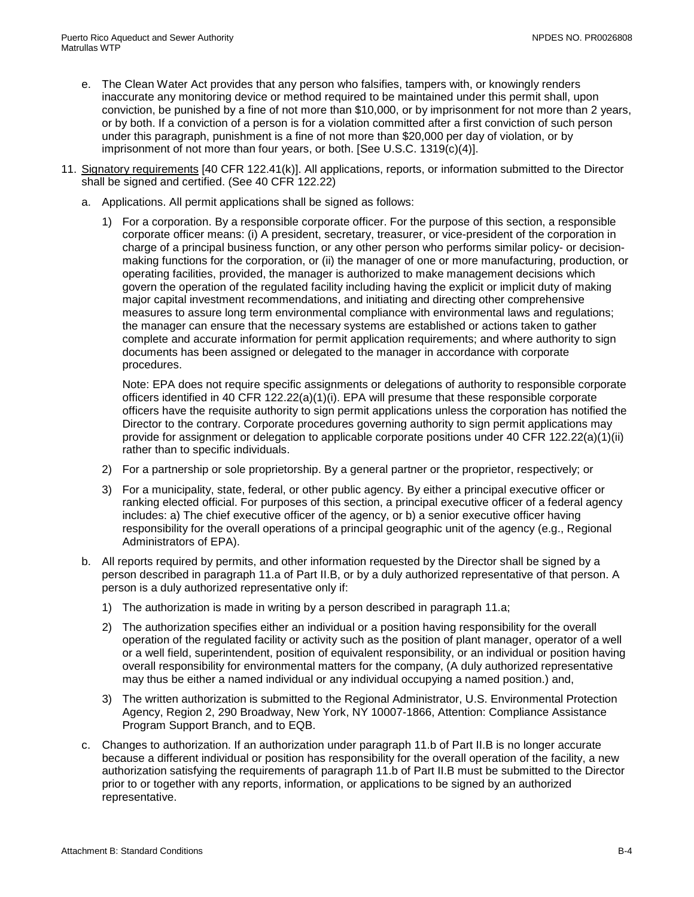e. The Clean Water Act provides that any person who falsifies, tampers with, or knowingly renders inaccurate any monitoring device or method required to be maintained under this permit shall, upon conviction, be punished by a fine of not more than $10,000, or by imprisonment for not more than 2 years, or by both. If a conviction of a person is for a violation committed after a first conviction of such person under this paragraph, punishment is a fine of not more than $20,000 per day of violation, or by imprisonment of not more than four years, or both. [See U.S.C. 1319(c)(4)].

11. Signatory requirements [40 CFR 122.41(k)]. All applications, reports, or information submitted to the Director shall be signed and certified. (See 40 CFR 122.22)

   a. Applications. All permit applications shall be signed as follows:

      1) For a corporation. By a responsible corporate officer. For the purpose of this section, a responsible corporate officer means: (i) A president, secretary, treasurer, or vice-president of the corporation in charge of a principal business function, or any other person who performs similar policy- or decision-making functions for the corporation, or (ii) the manager of one or more manufacturing, production, or operating facilities, provided, the manager is authorized to make management decisions which govern the operation of the regulated facility including having the explicit or implicit duty of making major capital investment recommendations, and initiating and directing other comprehensive measures to assure long term environmental compliance with environmental laws and regulations; the manager can ensure that the necessary systems are established or actions taken to gather complete and accurate information for permit application requirements; and where authority to sign documents has been assigned or delegated to the manager in accordance with corporate procedures.

         Note: EPA does not require specific assignments or delegations of authority to responsible corporate officers identified in 40 CFR 122.22(a)(1)(i). EPA will presume that these responsible corporate officers have the requisite authority to sign permit applications unless the corporation has notified the Director to the contrary. Corporate procedures governing authority to sign permit applications may provide for assignment or delegation to applicable corporate positions under 40 CFR 122.22(a)(1)(ii) rather than to specific individuals.

      2) For a partnership or sole proprietorship. By a general partner or the proprietor, respectively; or

      3) For a municipality, state, federal, or other public agency. By either a principal executive officer or ranking elected official. For purposes of this section, a principal executive officer of a federal agency includes: a) The chief executive officer of the agency, or b) a senior executive officer having responsibility for the overall operations of a principal geographic unit of the agency (e.g., Regional Administrators of EPA).

   b. All reports required by permits, and other information requested by the Director shall be signed by a person described in paragraph 11.a of Part II.B, or by a duly authorized representative of that person. A person is a duly authorized representative only if:

      1) The authorization is made in writing by a person described in paragraph 11.a;

      2) The authorization specifies either an individual or a position having responsibility for the overall operation of the regulated facility or activity such as the position of plant manager, operator of a well or a well field, superintendent, position of equivalent responsibility, or an individual or position having overall responsibility for environmental matters for the company, (A duly authorized representative may thus be either a named individual or any individual occupying a named position.) and,

      3) The written authorization is submitted to the Regional Administrator, U.S. Environmental Protection Agency, Region 2, 290 Broadway, New York, NY 10007-1866, Attention: Compliance Assistance Program Support Branch, and to EQB.

   c. Changes to authorization. If an authorization under paragraph 11.b of Part II.B is no longer accurate because a different individual or position has responsibility for the overall operation of the facility, a new authorization satisfying the requirements of paragraph 11.b of Part II.B must be submitted to the Director prior to or together with any reports, information, or applications to be signed by an authorized representative.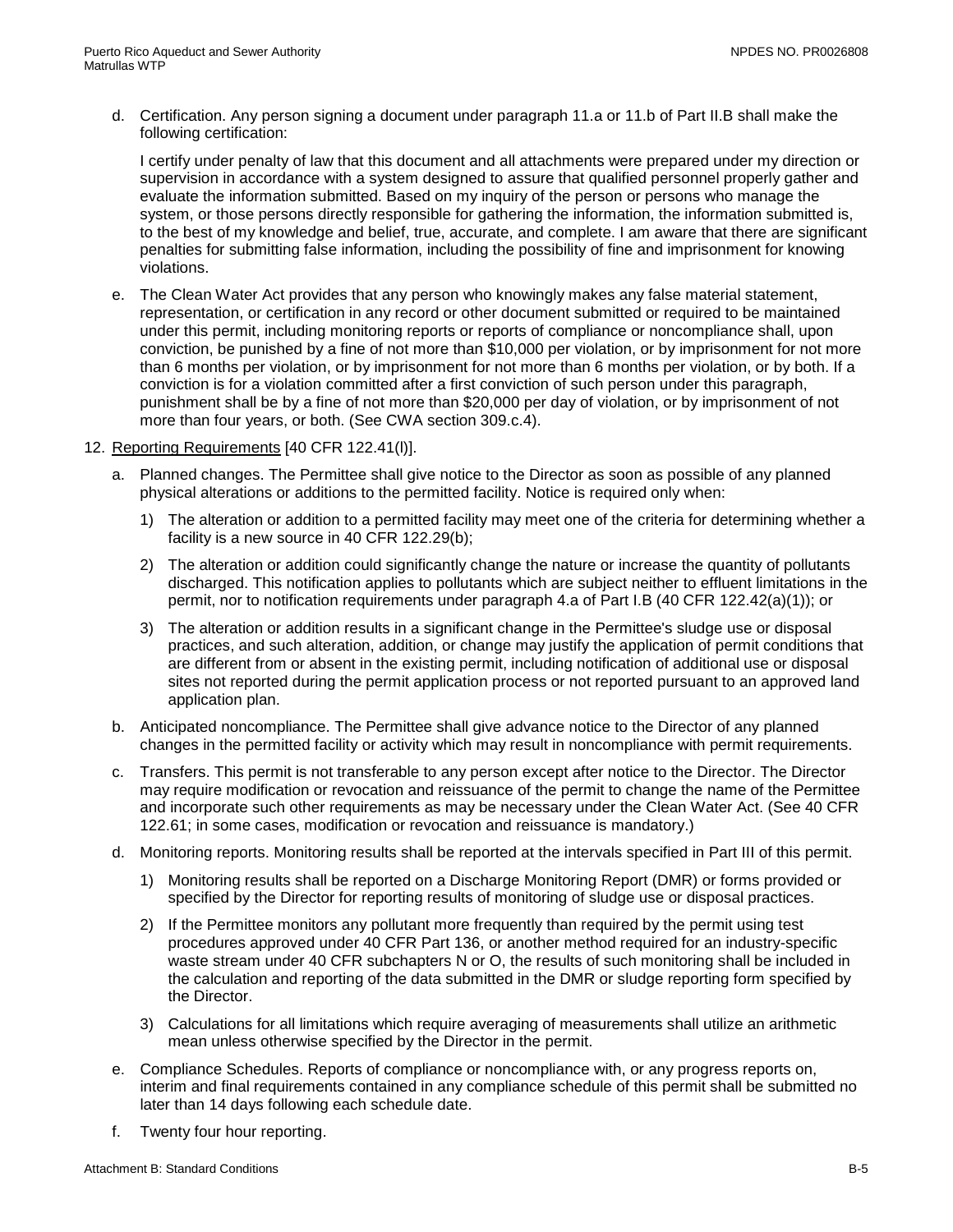d. Certification. Any person signing a document under paragraph 11.a or 11.b of Part II.B shall make the following certification:

   I certify under penalty of law that this document and all attachments were prepared under my direction or supervision in accordance with a system designed to assure that qualified personnel properly gather and evaluate the information submitted. Based on my inquiry of the person or persons who manage the system, or those persons directly responsible for gathering the information, the information submitted is, to the best of my knowledge and belief, true, accurate, and complete. I am aware that there are significant penalties for submitting false information, including the possibility of fine and imprisonment for knowing violations.

e. The Clean Water Act provides that any person who knowingly makes any false material statement, representation, or certification in any record or other document submitted or required to be maintained under this permit, including monitoring reports or reports of compliance or noncompliance shall, upon conviction, be punished by a fine of not more than $10,000 per violation, or by imprisonment for not more than 6 months per violation, or by imprisonment for not more than 6 months per violation, or by both. If a conviction is for a violation committed after a first conviction of such person under this paragraph, punishment shall be by a fine of not more than $20,000 per day of violation, or by imprisonment of not more than four years, or both. (See CWA section 309.c.4).

12. Reporting Requirements [40 CFR 122.41(l)].

   a. Planned changes. The Permittee shall give notice to the Director as soon as possible of any planned physical alterations or additions to the permitted facility. Notice is required only when:

      1) The alteration or addition to a permitted facility may meet one of the criteria for determining whether a facility is a new source in 40 CFR 122.29(b);

      2) The alteration or addition could significantly change the nature or increase the quantity of pollutants discharged. This notification applies to pollutants which are subject neither to effluent limitations in the permit, nor to notification requirements under paragraph 4.a of Part I.B (40 CFR 122.42(a)(1)); or

      3) The alteration or addition results in a significant change in the Permittee's sludge use or disposal practices, and such alteration, addition, or change may justify the application of permit conditions that are different from or absent in the existing permit, including notification of additional use or disposal sites not reported during the permit application process or not reported pursuant to an approved land application plan.

   b. Anticipated noncompliance. The Permittee shall give advance notice to the Director of any planned changes in the permitted facility or activity which may result in noncompliance with permit requirements.

   c. Transfers. This permit is not transferable to any person except after notice to the Director. The Director may require modification or revocation and reissuance of the permit to change the name of the Permittee and incorporate such other requirements as may be necessary under the Clean Water Act. (See 40 CFR 122.61; in some cases, modification or revocation and reissuance is mandatory.)

   d. Monitoring reports. Monitoring results shall be reported at the intervals specified in Part III of this permit.

      1) Monitoring results shall be reported on a Discharge Monitoring Report (DMR) or forms provided or specified by the Director for reporting results of monitoring of sludge use or disposal practices.

      2) If the Permittee monitors any pollutant more frequently than required by the permit using test procedures approved under 40 CFR Part 136, or another method required for an industry-specific waste stream under 40 CFR subchapters N or O, the results of such monitoring shall be included in the calculation and reporting of the data submitted in the DMR or sludge reporting form specified by the Director.

      3) Calculations for all limitations which require averaging of measurements shall utilize an arithmetic mean unless otherwise specified by the Director in the permit.

   e. Compliance Schedules. Reports of compliance or noncompliance with, or any progress reports on, interim and final requirements contained in any compliance schedule of this permit shall be submitted no later than 14 days following each schedule date.

   f. Twenty four hour reporting.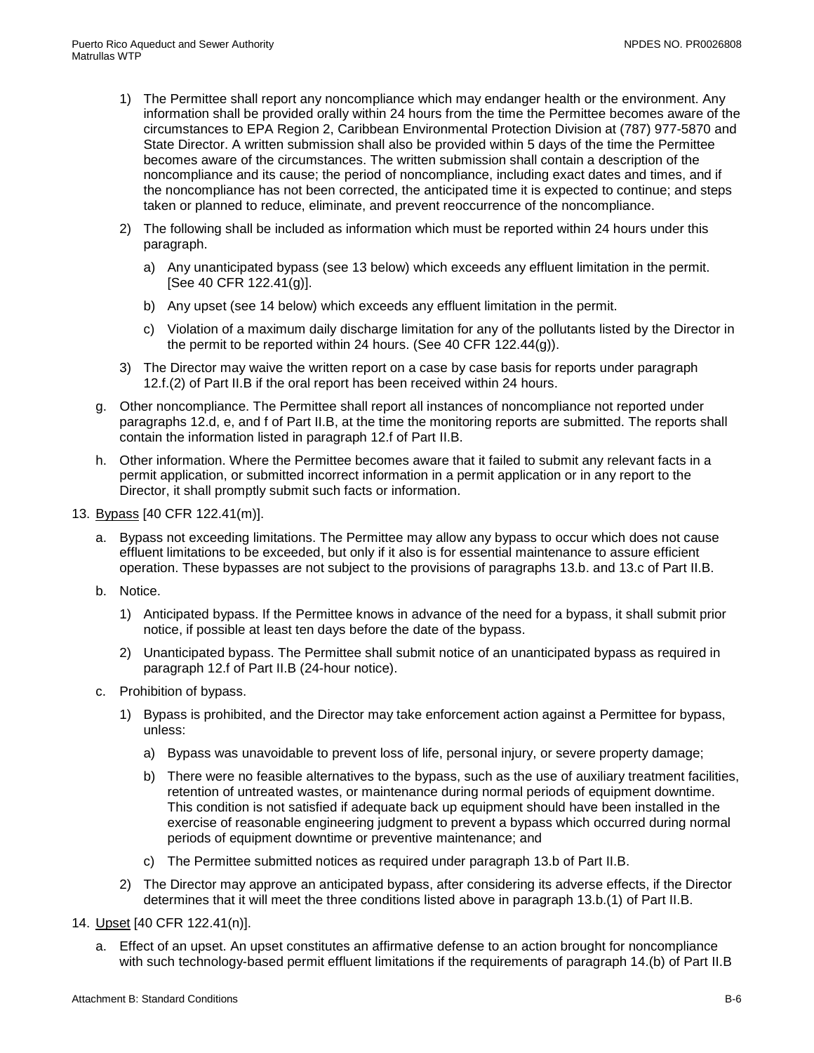1) The Permittee shall report any noncompliance which may endanger health or the environment. Any information shall be provided orally within 24 hours from the time the Permittee becomes aware of the circumstances to EPA Region 2, Caribbean Environmental Protection Division at (787) 977-5870 and State Director. A written submission shall also be provided within 5 days of the time the Permittee becomes aware of the circumstances. The written submission shall contain a description of the noncompliance and its cause; the period of noncompliance, including exact dates and times, and if the noncompliance has not been corrected, the anticipated time it is expected to continue; and steps taken or planned to reduce, eliminate, and prevent reoccurrence of the noncompliance.

2) The following shall be included as information which must be reported within 24 hours under this paragraph.

   a) Any unanticipated bypass (see 13 below) which exceeds any effluent limitation in the permit. [See 40 CFR 122.41(g)].

   b) Any upset (see 14 below) which exceeds any effluent limitation in the permit.

   c) Violation of a maximum daily discharge limitation for any of the pollutants listed by the Director in the permit to be reported within 24 hours. (See 40 CFR 122.44(g)).

3) The Director may waive the written report on a case by case basis for reports under paragraph 12.f.(2) of Part II.B if the oral report has been received within 24 hours.

g. Other noncompliance. The Permittee shall report all instances of noncompliance not reported under paragraphs 12.d, e, and f of Part II.B, at the time the monitoring reports are submitted. The reports shall contain the information listed in paragraph 12.f of Part II.B.

h. Other information. Where the Permittee becomes aware that it failed to submit any relevant facts in a permit application, or submitted incorrect information in a permit application or in any report to the Director, it shall promptly submit such facts or information.

13. Bypass [40 CFR 122.41(m)].

   a. Bypass not exceeding limitations. The Permittee may allow any bypass to occur which does not cause effluent limitations to be exceeded, but only if it also is for essential maintenance to assure efficient operation. These bypasses are not subject to the provisions of paragraphs 13.b. and 13.c of Part II.B.

   b. Notice.

      1) Anticipated bypass. If the Permittee knows in advance of the need for a bypass, it shall submit prior notice, if possible at least ten days before the date of the bypass.

      2) Unanticipated bypass. The Permittee shall submit notice of an unanticipated bypass as required in paragraph 12.f of Part II.B (24-hour notice).

   c. Prohibition of bypass.

      1) Bypass is prohibited, and the Director may take enforcement action against a Permittee for bypass, unless:

         a) Bypass was unavoidable to prevent loss of life, personal injury, or severe property damage;

         b) There were no feasible alternatives to the bypass, such as the use of auxiliary treatment facilities, retention of untreated wastes, or maintenance during normal periods of equipment downtime. This condition is not satisfied if adequate back up equipment should have been installed in the exercise of reasonable engineering judgment to prevent a bypass which occurred during normal periods of equipment downtime or preventive maintenance; and

         c) The Permittee submitted notices as required under paragraph 13.b of Part II.B.

      2) The Director may approve an anticipated bypass, after considering its adverse effects, if the Director determines that it will meet the three conditions listed above in paragraph 13.b.(1) of Part II.B.

14. Upset [40 CFR 122.41(n)].

   a. Effect of an upset. An upset constitutes an affirmative defense to an action brought for noncompliance with such technology-based permit effluent limitations if the requirements of paragraph 14.(b) of Part II.B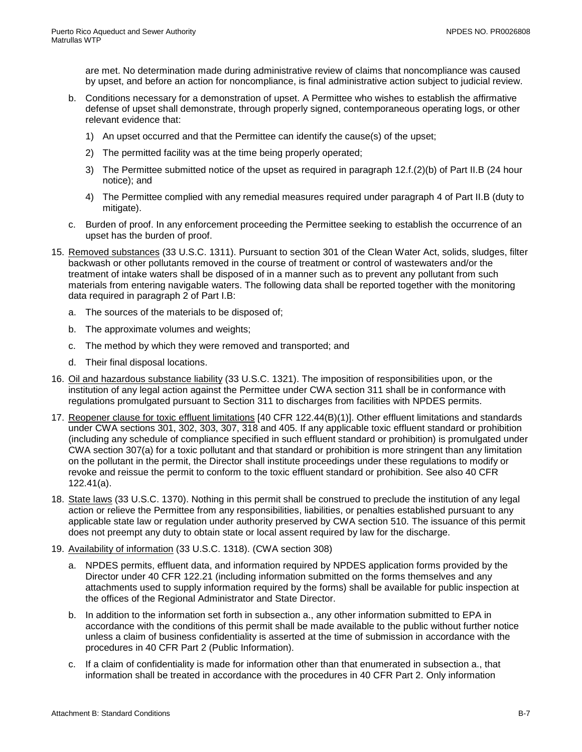are met. No determination made during administrative review of claims that noncompliance was caused by upset, and before an action for noncompliance, is final administrative action subject to judicial review.

b. Conditions necessary for a demonstration of upset. A Permittee who wishes to establish the affirmative defense of upset shall demonstrate, through properly signed, contemporaneous operating logs, or other relevant evidence that:

   1) An upset occurred and that the Permittee can identify the cause(s) of the upset;

   2) The permitted facility was at the time being properly operated;

   3) The Permittee submitted notice of the upset as required in paragraph 12.f.(2)(b) of Part II.B (24 hour notice); and

   4) The Permittee complied with any remedial measures required under paragraph 4 of Part II.B (duty to mitigate).

c. Burden of proof. In any enforcement proceeding the Permittee seeking to establish the occurrence of an upset has the burden of proof.

15. Removed substances (33 U.S.C. 1311). Pursuant to section 301 of the Clean Water Act, solids, sludges, filter backwash or other pollutants removed in the course of treatment or control of wastewaters and/or the treatment of intake waters shall be disposed of in a manner such as to prevent any pollutant from such materials from entering navigable waters. The following data shall be reported together with the monitoring data required in paragraph 2 of Part I.B:

    a. The sources of the materials to be disposed of;

    b. The approximate volumes and weights;

    c. The method by which they were removed and transported; and

    d. Their final disposal locations.

16. Oil and hazardous substance liability (33 U.S.C. 1321). The imposition of responsibilities upon, or the institution of any legal action against the Permittee under CWA section 311 shall be in conformance with regulations promulgated pursuant to Section 311 to discharges from facilities with NPDES permits.

17. Reopener clause for toxic effluent limitations [40 CFR 122.44(B)(1)]. Other effluent limitations and standards under CWA sections 301, 302, 303, 307, 318 and 405. If any applicable toxic effluent standard or prohibition (including any schedule of compliance specified in such effluent standard or prohibition) is promulgated under CWA section 307(a) for a toxic pollutant and that standard or prohibition is more stringent than any limitation on the pollutant in the permit, the Director shall institute proceedings under these regulations to modify or revoke and reissue the permit to conform to the toxic effluent standard or prohibition. See also 40 CFR 122.41(a).

18. State laws (33 U.S.C. 1370). Nothing in this permit shall be construed to preclude the institution of any legal action or relieve the Permittee from any responsibilities, liabilities, or penalties established pursuant to any applicable state law or regulation under authority preserved by CWA section 510. The issuance of this permit does not preempt any duty to obtain state or local assent required by law for the discharge.

19. Availability of information (33 U.S.C. 1318). (CWA section 308)

    a. NPDES permits, effluent data, and information required by NPDES application forms provided by the Director under 40 CFR 122.21 (including information submitted on the forms themselves and any attachments used to supply information required by the forms) shall be available for public inspection at the offices of the Regional Administrator and State Director.

    b. In addition to the information set forth in subsection a., any other information submitted to EPA in accordance with the conditions of this permit shall be made available to the public without further notice unless a claim of business confidentiality is asserted at the time of submission in accordance with the procedures in 40 CFR Part 2 (Public Information).

    c. If a claim of confidentiality is made for information other than that enumerated in subsection a., that information shall be treated in accordance with the procedures in 40 CFR Part 2. Only information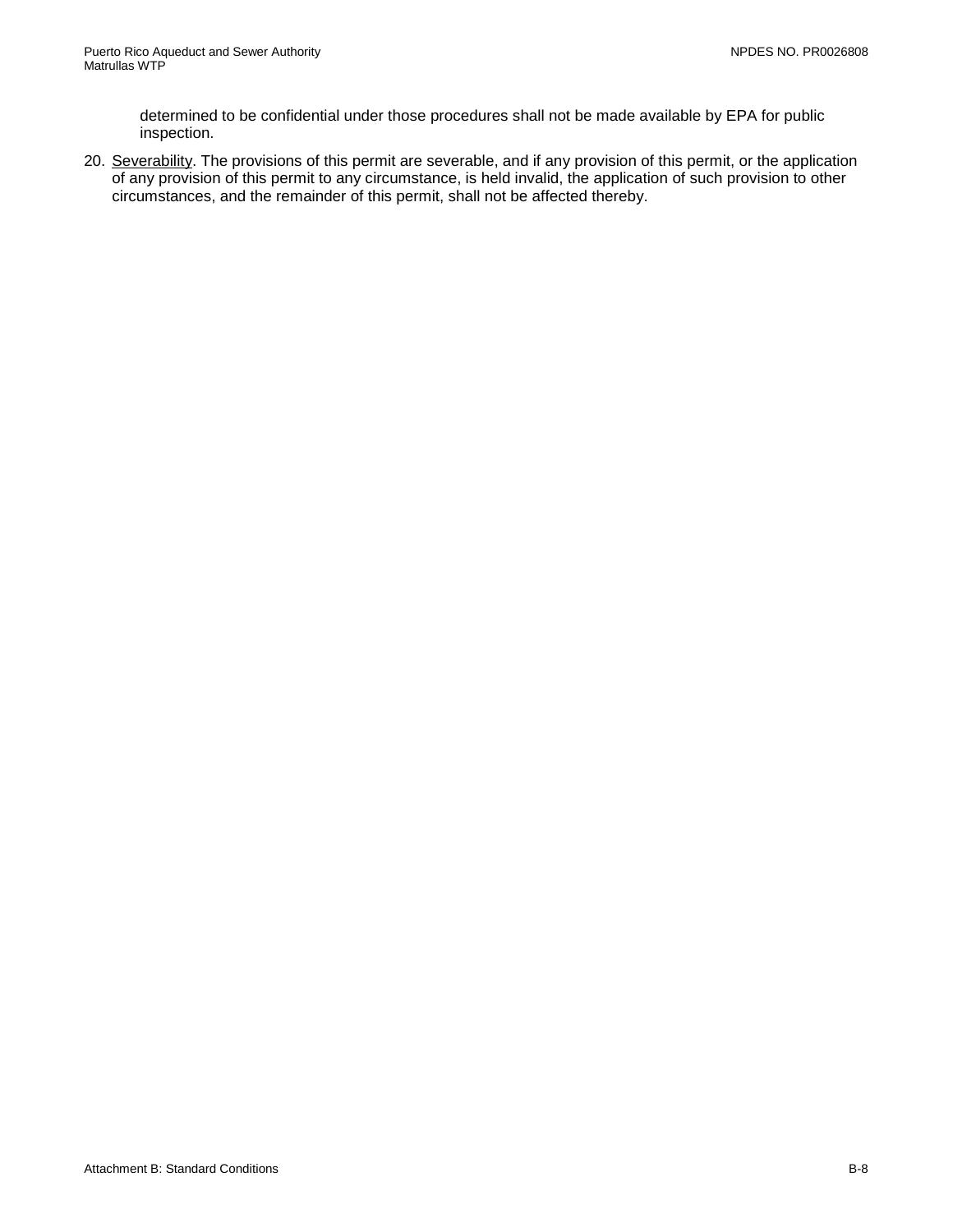determined to be confidential under those procedures shall not be made available by EPA for public inspection.

20. Severability. The provisions of this permit are severable, and if any provision of this permit, or the application of any provision of this permit to any circumstance, is held invalid, the application of such provision to other circumstances, and the remainder of this permit, shall not be affected thereby.